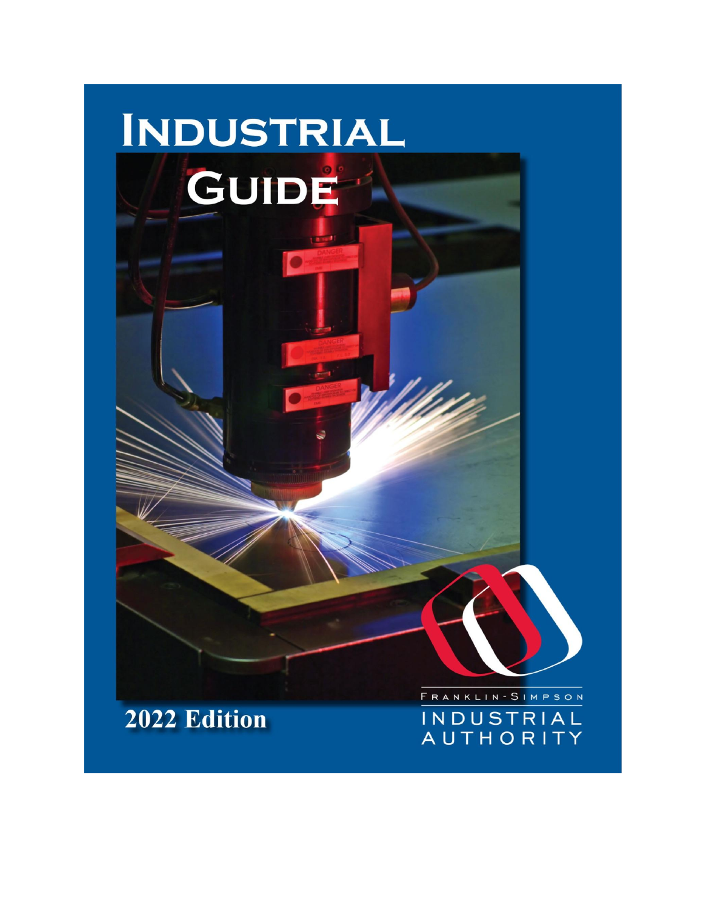# Industrial Guide

2022 Edition

Franklin-Simpson Industrial Authority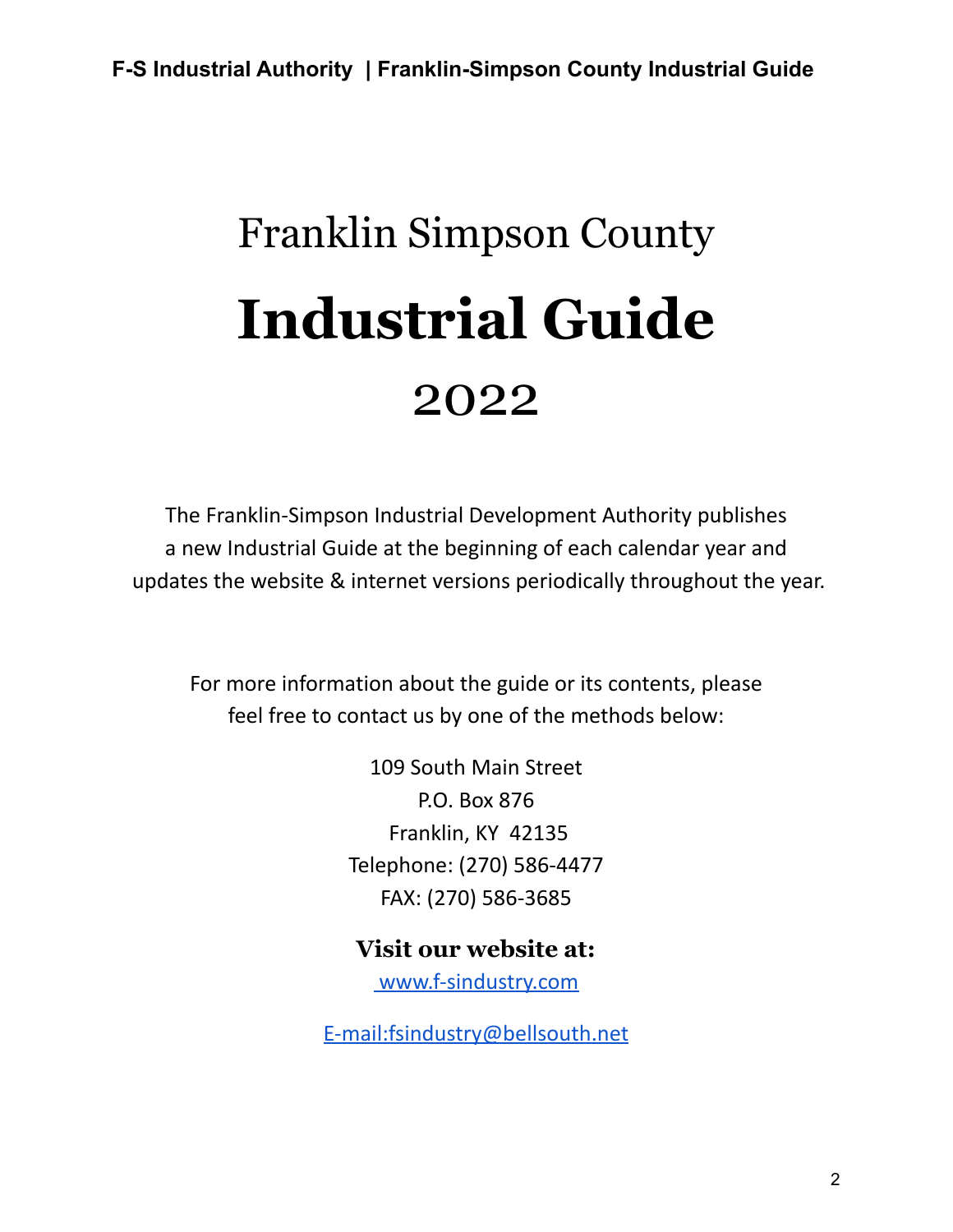# Franklin Simpson County

# Industrial Guide

# 2022

The Franklin-Simpson Industrial Development Authority publishes a new Industrial Guide at the beginning of each calendar year and updates the website & internet versions periodically throughout the year.

For more information about the guide or its contents, please feel free to contact us by one of the methods below:

109 South Main Street
P.O. Box 876
Franklin, KY 42135
Telephone: (270) 586-4477
FAX: (270) 586-3685

**Visit our website at:**

www.f-sindustry.com

E-mail:fsindustry@bellsouth.net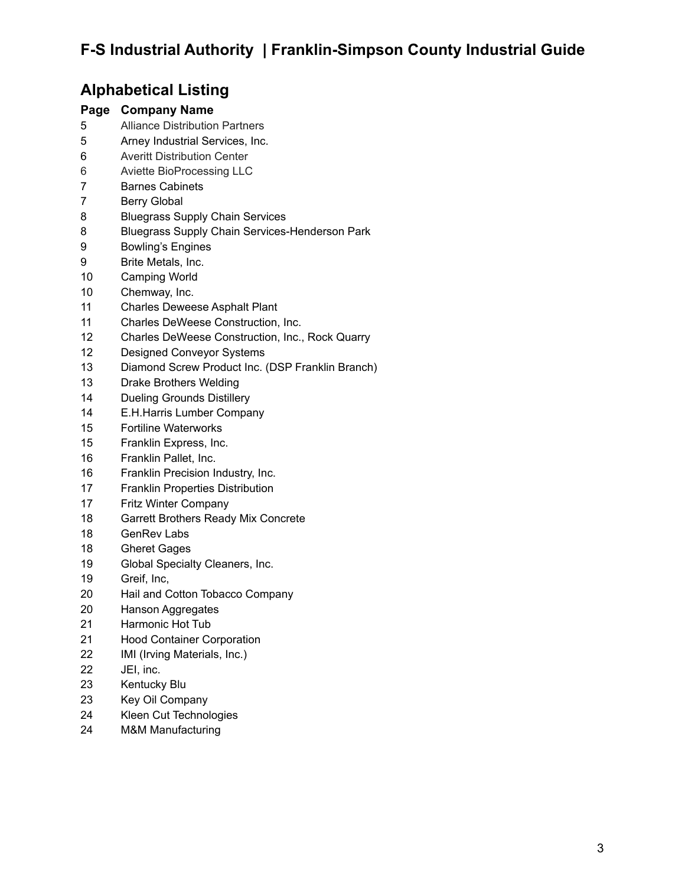## Alphabetical Listing

| Page | Company Name |
| --- | --- |
| 5 | Alliance Distribution Partners |
| 5 | Arney Industrial Services, Inc. |
| 6 | Averitt Distribution Center |
| 6 | Aviette BioProcessing LLC |
| 7 | Barnes Cabinets |
| 7 | Berry Global |
| 8 | Bluegrass Supply Chain Services |
| 8 | Bluegrass Supply Chain Services-Henderson Park |
| 9 | Bowling's Engines |
| 9 | Brite Metals, Inc. |
| 10 | Camping World |
| 10 | Chemway, Inc. |
| 11 | Charles Deweese Asphalt Plant |
| 11 | Charles DeWeese Construction, Inc. |
| 12 | Charles DeWeese Construction, Inc., Rock Quarry |
| 12 | Designed Conveyor Systems |
| 13 | Diamond Screw Product Inc. (DSP Franklin Branch) |
| 13 | Drake Brothers Welding |
| 14 | Dueling Grounds Distillery |
| 14 | E.H.Harris Lumber Company |
| 15 | Fortiline Waterworks |
| 15 | Franklin Express, Inc. |
| 16 | Franklin Pallet, Inc. |
| 16 | Franklin Precision Industry, Inc. |
| 17 | Franklin Properties Distribution |
| 17 | Fritz Winter Company |
| 18 | Garrett Brothers Ready Mix Concrete |
| 18 | GenRev Labs |
| 18 | Gheret Gages |
| 19 | Global Specialty Cleaners, Inc. |
| 19 | Greif, Inc, |
| 20 | Hail and Cotton Tobacco Company |
| 20 | Hanson Aggregates |
| 21 | Harmonic Hot Tub |
| 21 | Hood Container Corporation |
| 22 | IMI (Irving Materials, Inc.) |
| 22 | JEI, inc. |
| 23 | Kentucky Blu |
| 23 | Key Oil Company |
| 24 | Kleen Cut Technologies |
| 24 | M&M Manufacturing |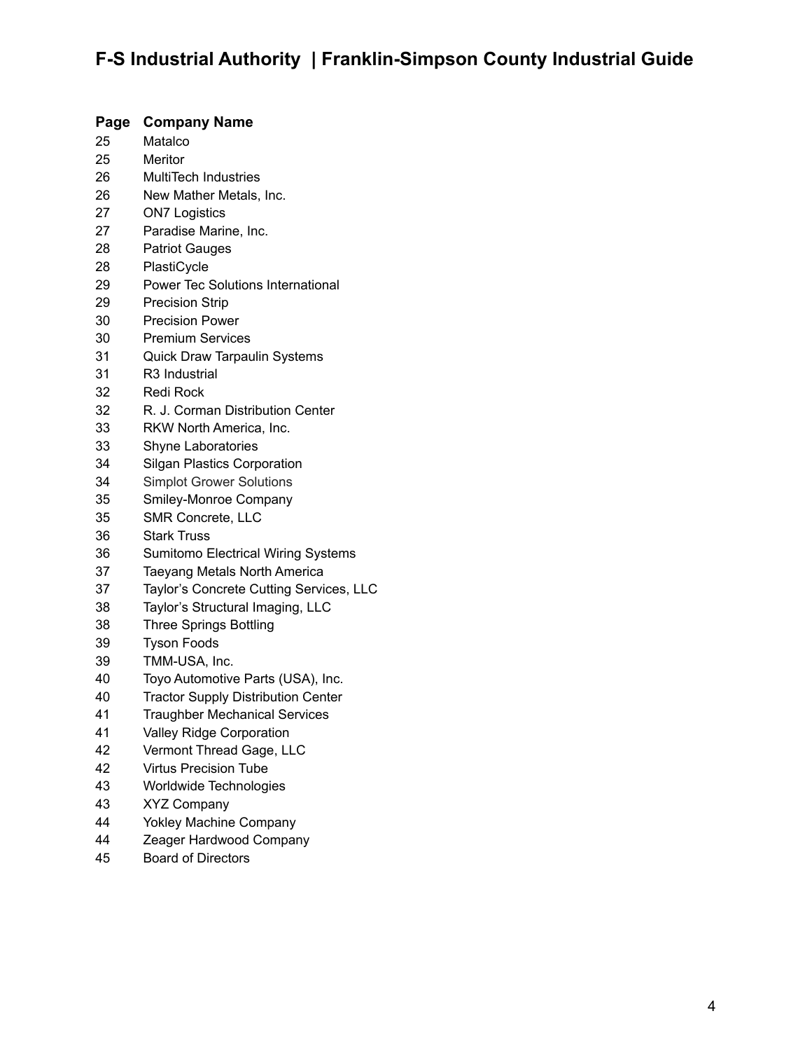| Page | Company Name |
|---|---|
| 25 | Matalco |
| 25 | Meritor |
| 26 | MultiTech Industries |
| 26 | New Mather Metals, Inc. |
| 27 | ON7 Logistics |
| 27 | Paradise Marine, Inc. |
| 28 | Patriot Gauges |
| 28 | PlastiCycle |
| 29 | Power Tec Solutions International |
| 29 | Precision Strip |
| 30 | Precision Power |
| 30 | Premium Services |
| 31 | Quick Draw Tarpaulin Systems |
| 31 | R3 Industrial |
| 32 | Redi Rock |
| 32 | R. J. Corman Distribution Center |
| 33 | RKW North America, Inc. |
| 33 | Shyne Laboratories |
| 34 | Silgan Plastics Corporation |
| 34 | Simplot Grower Solutions |
| 35 | Smiley-Monroe Company |
| 35 | SMR Concrete, LLC |
| 36 | Stark Truss |
| 36 | Sumitomo Electrical Wiring Systems |
| 37 | Taeyang Metals North America |
| 37 | Taylor's Concrete Cutting Services, LLC |
| 38 | Taylor's Structural Imaging, LLC |
| 38 | Three Springs Bottling |
| 39 | Tyson Foods |
| 39 | TMM-USA, Inc. |
| 40 | Toyo Automotive Parts (USA), Inc. |
| 40 | Tractor Supply Distribution Center |
| 41 | Traughber Mechanical Services |
| 41 | Valley Ridge Corporation |
| 42 | Vermont Thread Gage, LLC |
| 42 | Virtus Precision Tube |
| 43 | Worldwide Technologies |
| 43 | XYZ Company |
| 44 | Yokley Machine Company |
| 44 | Zeager Hardwood Company |
| 45 | Board of Directors |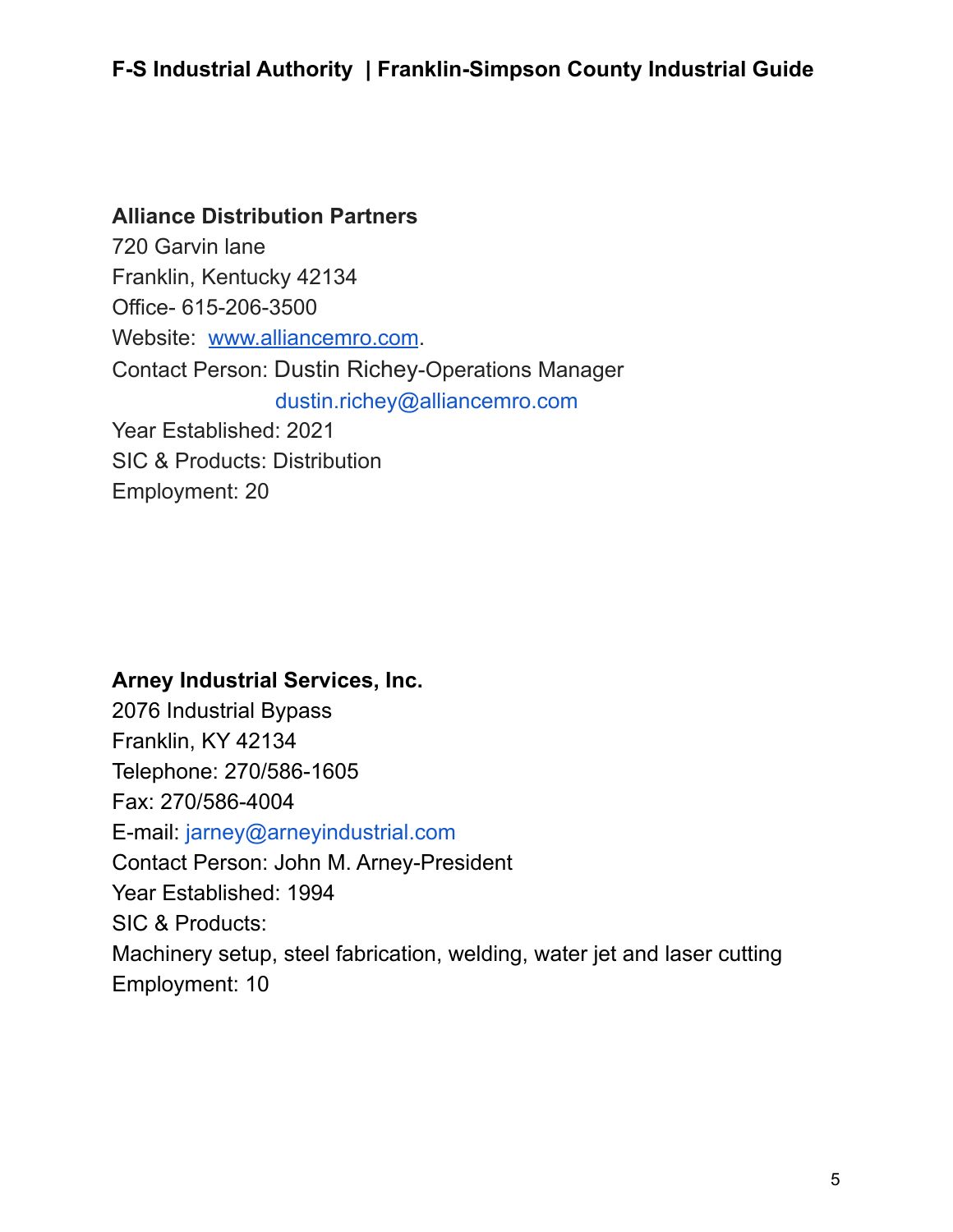**Alliance Distribution Partners**
720 Garvin lane
Franklin, Kentucky 42134
Office- 615-206-3500
Website: [www.alliancemro.com](http://www.alliancemro.com).
Contact Person: Dustin Richey-Operations Manager
dustin.richey@alliancemro.com
Year Established: 2021
SIC & Products: Distribution
Employment: 20

**Arney Industrial Services, Inc.**
2076 Industrial Bypass
Franklin, KY 42134
Telephone: 270/586-1605
Fax: 270/586-4004
E-mail: jarney@arneyindustrial.com
Contact Person: John M. Arney-President
Year Established: 1994
SIC & Products:
Machinery setup, steel fabrication, welding, water jet and laser cutting
Employment: 10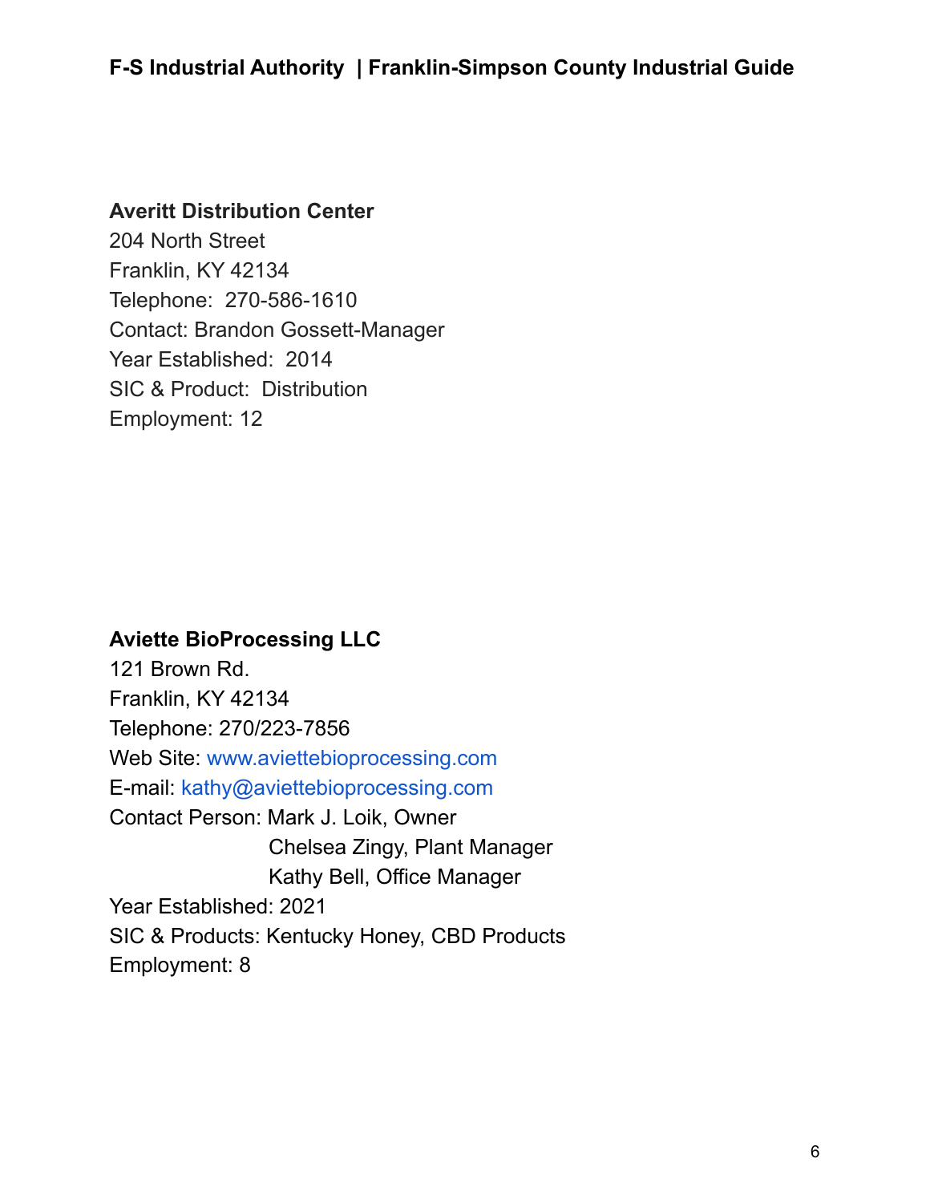**Averitt Distribution Center**
204 North Street
Franklin, KY 42134
Telephone: 270-586-1610
Contact: Brandon Gossett-Manager
Year Established: 2014
SIC & Product: Distribution
Employment: 12

**Aviette BioProcessing LLC**
121 Brown Rd.
Franklin, KY 42134
Telephone: 270/223-7856
Web Site: www.aviettebioprocessing.com
E-mail: kathy@aviettebioprocessing.com
Contact Person: Mark J. Loik, Owner
Chelsea Zingy, Plant Manager
Kathy Bell, Office Manager
Year Established: 2021
SIC & Products: Kentucky Honey, CBD Products
Employment: 8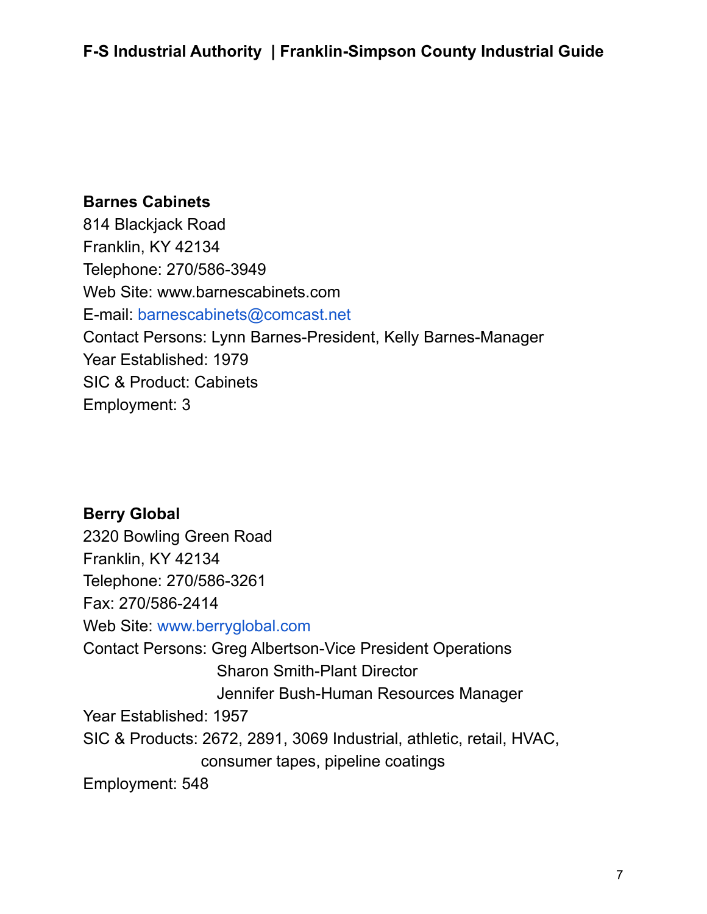**Barnes Cabinets**
814 Blackjack Road
Franklin, KY 42134
Telephone: 270/586-3949
Web Site: www.barnescabinets.com
E-mail: barnescabinets@comcast.net
Contact Persons: Lynn Barnes-President, Kelly Barnes-Manager
Year Established: 1979
SIC & Product: Cabinets
Employment: 3

**Berry Global**
2320 Bowling Green Road
Franklin, KY 42134
Telephone: 270/586-3261
Fax: 270/586-2414
Web Site: www.berryglobal.com
Contact Persons: Greg Albertson-Vice President Operations
Sharon Smith-Plant Director
Jennifer Bush-Human Resources Manager
Year Established: 1957
SIC & Products: 2672, 2891, 3069 Industrial, athletic, retail, HVAC, consumer tapes, pipeline coatings
Employment: 548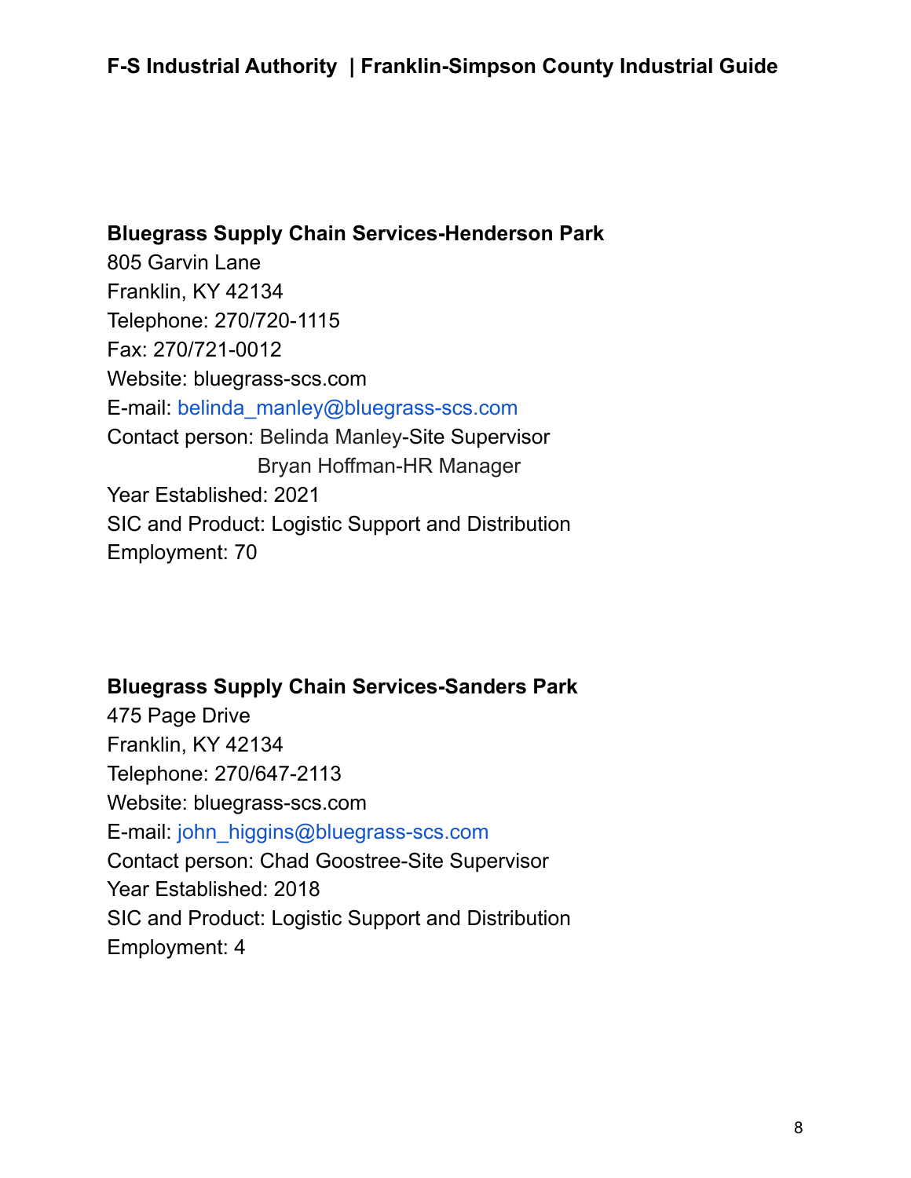**Bluegrass Supply Chain Services-Henderson Park**
805 Garvin Lane
Franklin, KY 42134
Telephone: 270/720-1115
Fax: 270/721-0012
Website: bluegrass-scs.com
E-mail: belinda_manley@bluegrass-scs.com
Contact person: Belinda Manley-Site Supervisor
Bryan Hoffman-HR Manager
Year Established: 2021
SIC and Product: Logistic Support and Distribution
Employment: 70

**Bluegrass Supply Chain Services-Sanders Park**
475 Page Drive
Franklin, KY 42134
Telephone: 270/647-2113
Website: bluegrass-scs.com
E-mail: john_higgins@bluegrass-scs.com
Contact person: Chad Goostree-Site Supervisor
Year Established: 2018
SIC and Product: Logistic Support and Distribution
Employment: 4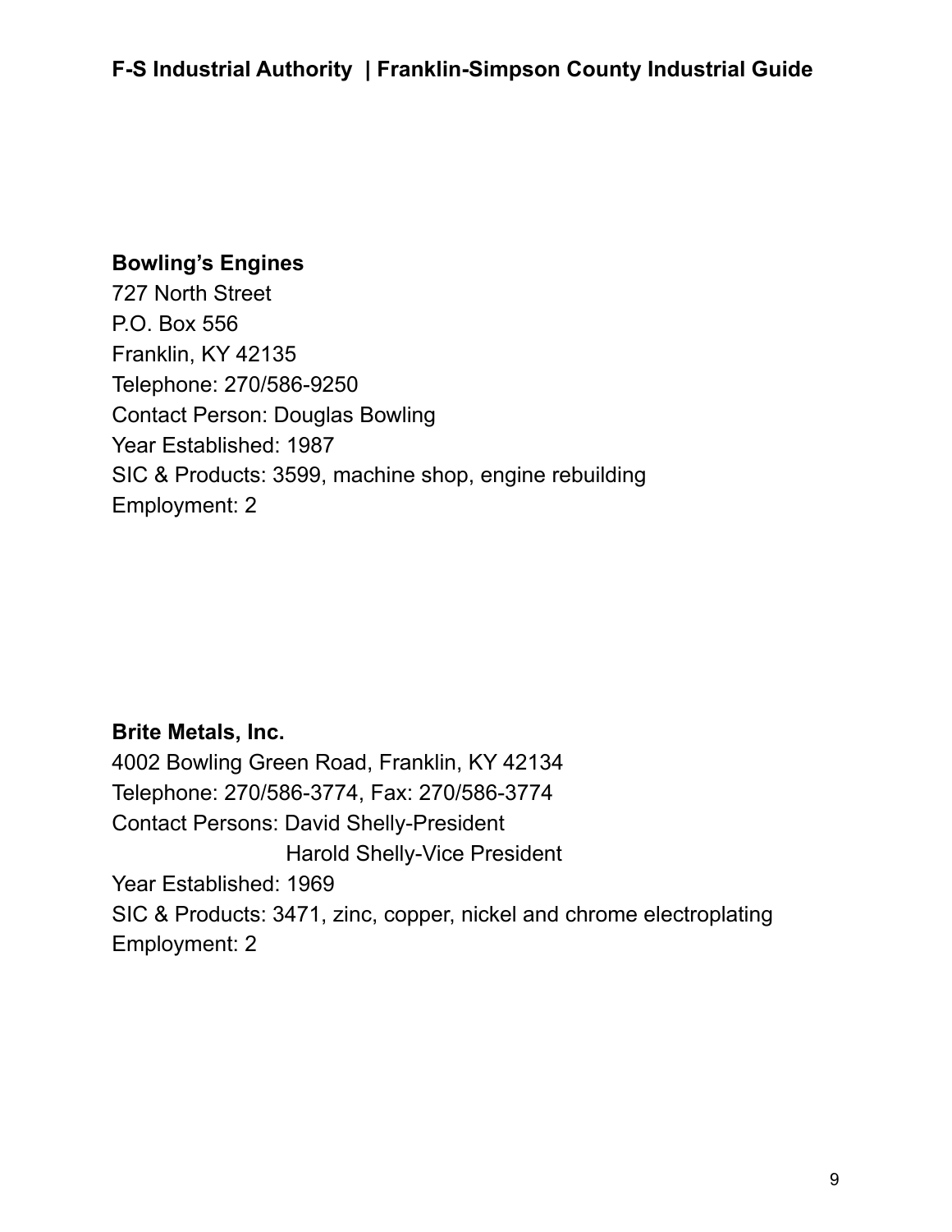**Bowling’s Engines**
727 North Street
P.O. Box 556
Franklin, KY 42135
Telephone: 270/586-9250
Contact Person: Douglas Bowling
Year Established: 1987
SIC & Products: 3599, machine shop, engine rebuilding
Employment: 2

**Brite Metals, Inc.**
4002 Bowling Green Road, Franklin, KY 42134
Telephone: 270/586-3774, Fax: 270/586-3774
Contact Persons: David Shelly-President
Harold Shelly-Vice President
Year Established: 1969
SIC & Products: 3471, zinc, copper, nickel and chrome electroplating
Employment: 2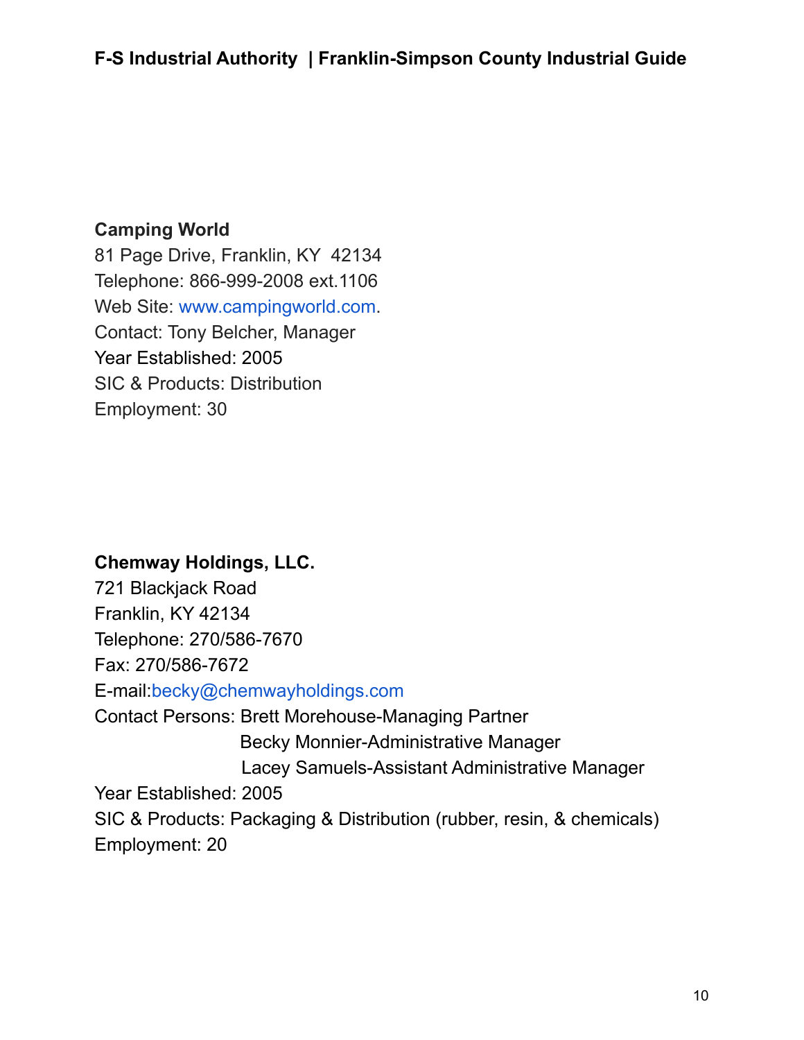**Camping World**
81 Page Drive, Franklin, KY 42134
Telephone: 866-999-2008 ext.1106
Web Site: www.campingworld.com.
Contact: Tony Belcher, Manager
Year Established: 2005
SIC & Products: Distribution
Employment: 30

**Chemway Holdings, LLC.**
721 Blackjack Road
Franklin, KY 42134
Telephone: 270/586-7670
Fax: 270/586-7672
E-mail:becky@chemwayholdings.com
Contact Persons: Brett Morehouse-Managing Partner
Becky Monnier-Administrative Manager
Lacey Samuels-Assistant Administrative Manager
Year Established: 2005
SIC & Products: Packaging & Distribution (rubber, resin, & chemicals)
Employment: 20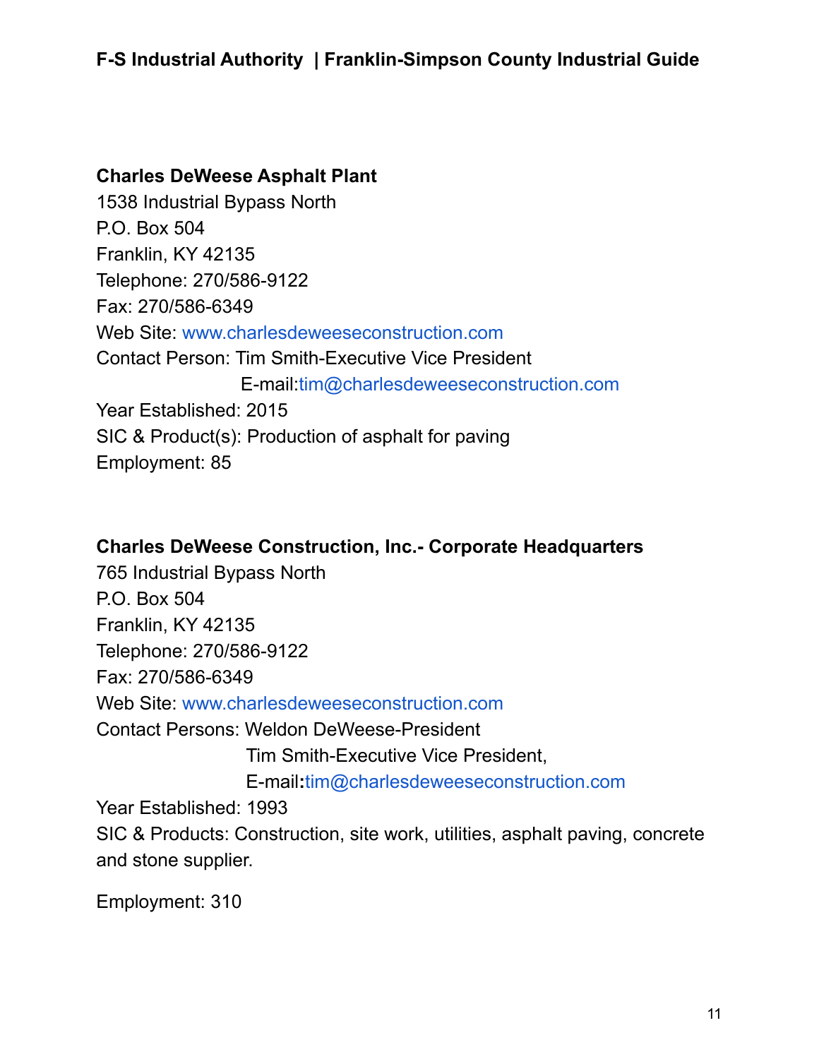**Charles DeWeese Asphalt Plant**
1538 Industrial Bypass North
P.O. Box 504
Franklin, KY 42135
Telephone: 270/586-9122
Fax: 270/586-6349
Web Site: www.charlesdeweeseconstruction.com
Contact Person: Tim Smith-Executive Vice President
E-mail:tim@charlesdeweeseconstruction.com
Year Established: 2015
SIC & Product(s): Production of asphalt for paving
Employment: 85

**Charles DeWeese Construction, Inc.- Corporate Headquarters**
765 Industrial Bypass North
P.O. Box 504
Franklin, KY 42135
Telephone: 270/586-9122
Fax: 270/586-6349
Web Site: www.charlesdeweeseconstruction.com
Contact Persons: Weldon DeWeese-President
Tim Smith-Executive Vice President,
E-mail:tim@charlesdeweeseconstruction.com
Year Established: 1993
SIC & Products: Construction, site work, utilities, asphalt paving, concrete and stone supplier.

Employment: 310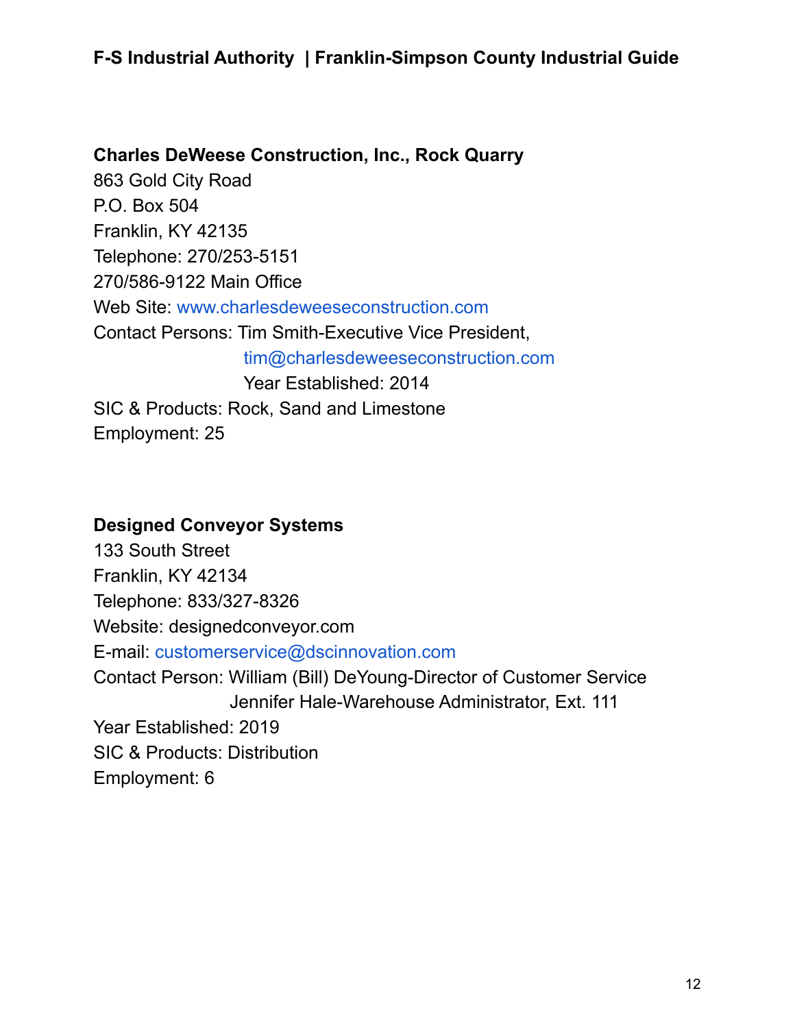**Charles DeWeese Construction, Inc., Rock Quarry**
863 Gold City Road
P.O. Box 504
Franklin, KY 42135
Telephone: 270/253-5151
270/586-9122 Main Office
Web Site: www.charlesdeweeseconstruction.com
Contact Persons: Tim Smith-Executive Vice President,
tim@charlesdeweeseconstruction.com
Year Established: 2014
SIC & Products: Rock, Sand and Limestone
Employment: 25

**Designed Conveyor Systems**
133 South Street
Franklin, KY 42134
Telephone: 833/327-8326
Website: designedconveyor.com
E-mail: customerservice@dscinnovation.com
Contact Person: William (Bill) DeYoung-Director of Customer Service
Jennifer Hale-Warehouse Administrator, Ext. 111
Year Established: 2019
SIC & Products: Distribution
Employment: 6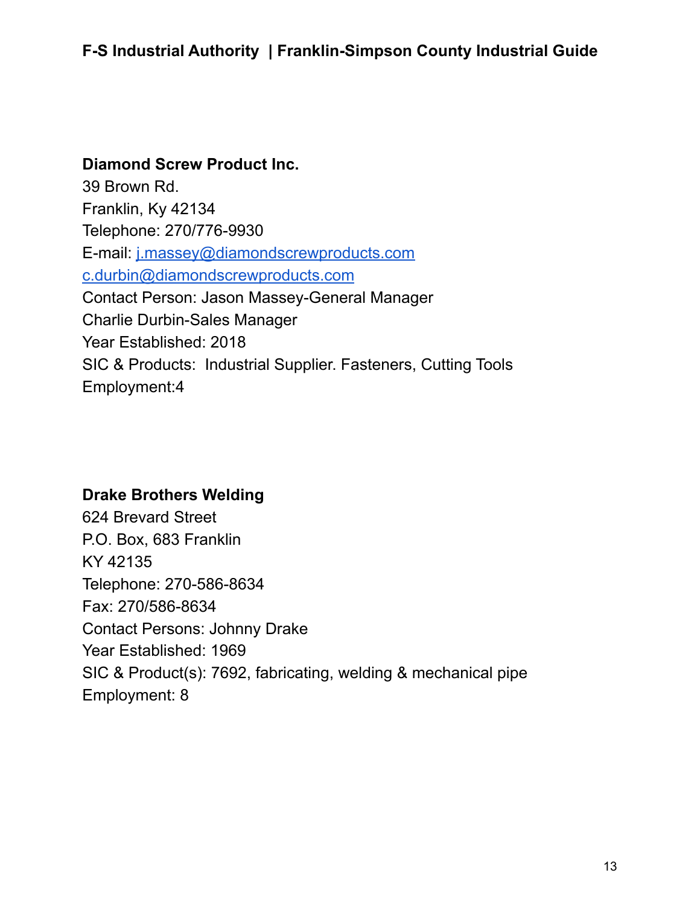**Diamond Screw Product Inc.**
39 Brown Rd.
Franklin, Ky 42134
Telephone: 270/776-9930
E-mail: j.massey@diamondscrewproducts.com
c.durbin@diamondscrewproducts.com
Contact Person: Jason Massey-General Manager
Charlie Durbin-Sales Manager
Year Established: 2018
SIC & Products: Industrial Supplier. Fasteners, Cutting Tools
Employment:4

**Drake Brothers Welding**
624 Brevard Street
P.O. Box, 683 Franklin
KY 42135
Telephone: 270-586-8634
Fax: 270/586-8634
Contact Persons: Johnny Drake
Year Established: 1969
SIC & Product(s): 7692, fabricating, welding & mechanical pipe
Employment: 8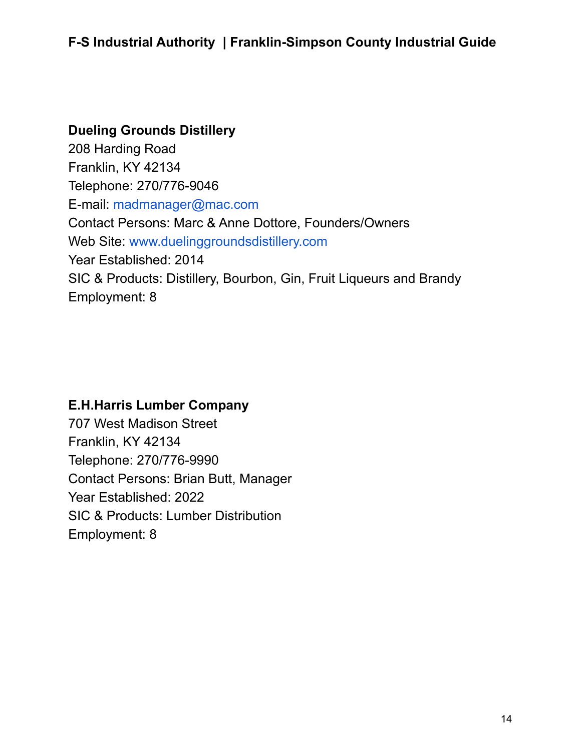**Dueling Grounds Distillery**
208 Harding Road
Franklin, KY 42134
Telephone: 270/776-9046
E-mail: madmanager@mac.com
Contact Persons: Marc & Anne Dottore, Founders/Owners
Web Site: www.duelinggroundsdistillery.com
Year Established: 2014
SIC & Products: Distillery, Bourbon, Gin, Fruit Liqueurs and Brandy
Employment: 8

**E.H.Harris Lumber Company**
707 West Madison Street
Franklin, KY 42134
Telephone: 270/776-9990
Contact Persons: Brian Butt, Manager
Year Established: 2022
SIC & Products: Lumber Distribution
Employment: 8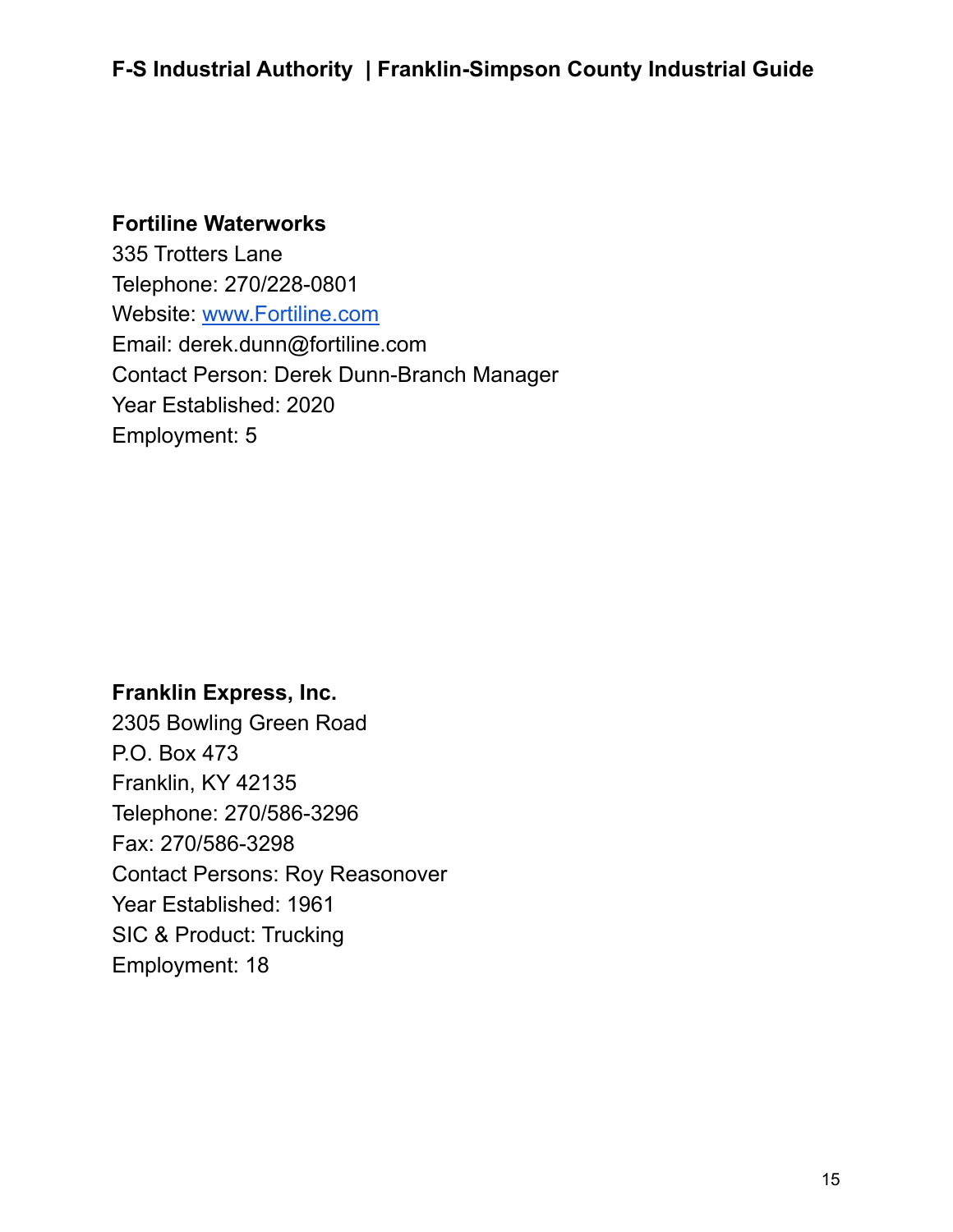**Fortiline Waterworks**
335 Trotters Lane
Telephone: 270/228-0801
Website: [www.Fortiline.com](http://www.Fortiline.com)
Email: derek.dunn@fortiline.com
Contact Person: Derek Dunn-Branch Manager
Year Established: 2020
Employment: 5

**Franklin Express, Inc.**
2305 Bowling Green Road
P.O. Box 473
Franklin, KY 42135
Telephone: 270/586-3296
Fax: 270/586-3298
Contact Persons: Roy Reasonover
Year Established: 1961
SIC & Product: Trucking
Employment: 18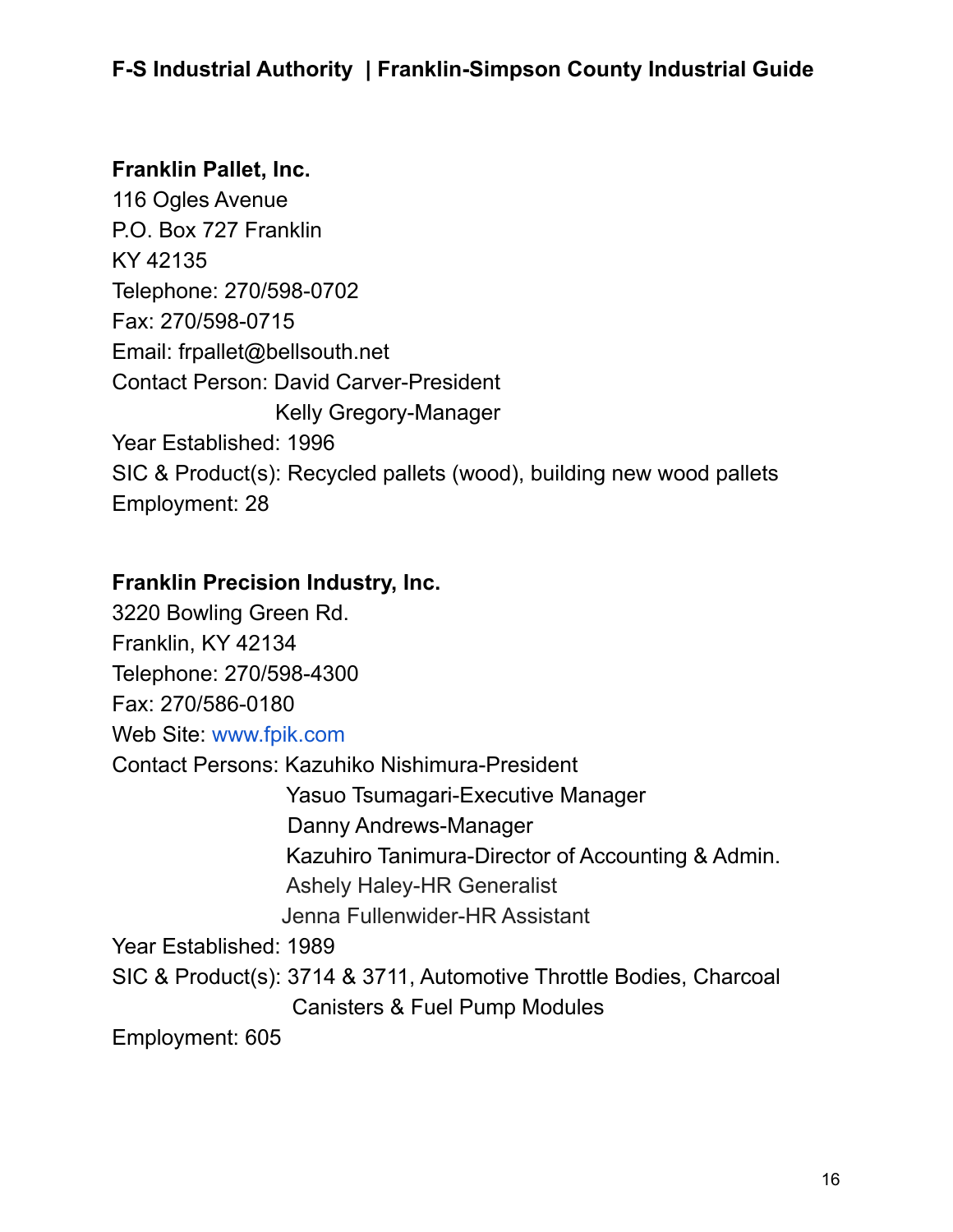**Franklin Pallet, Inc.**
116 Ogles Avenue
P.O. Box 727 Franklin
KY 42135
Telephone: 270/598-0702
Fax: 270/598-0715
Email: frpallet@bellsouth.net
Contact Person: David Carver-President
Kelly Gregory-Manager
Year Established: 1996
SIC & Product(s): Recycled pallets (wood), building new wood pallets
Employment: 28

**Franklin Precision Industry, Inc.**
3220 Bowling Green Rd.
Franklin, KY 42134
Telephone: 270/598-4300
Fax: 270/586-0180
Web Site: www.fpik.com
Contact Persons: Kazuhiko Nishimura-President
Yasuo Tsumagari-Executive Manager
Danny Andrews-Manager
Kazuhiro Tanimura-Director of Accounting & Admin.
Ashely Haley-HR Generalist
Jenna Fullenwider-HR Assistant
Year Established: 1989
SIC & Product(s): 3714 & 3711, Automotive Throttle Bodies, Charcoal Canisters & Fuel Pump Modules
Employment: 605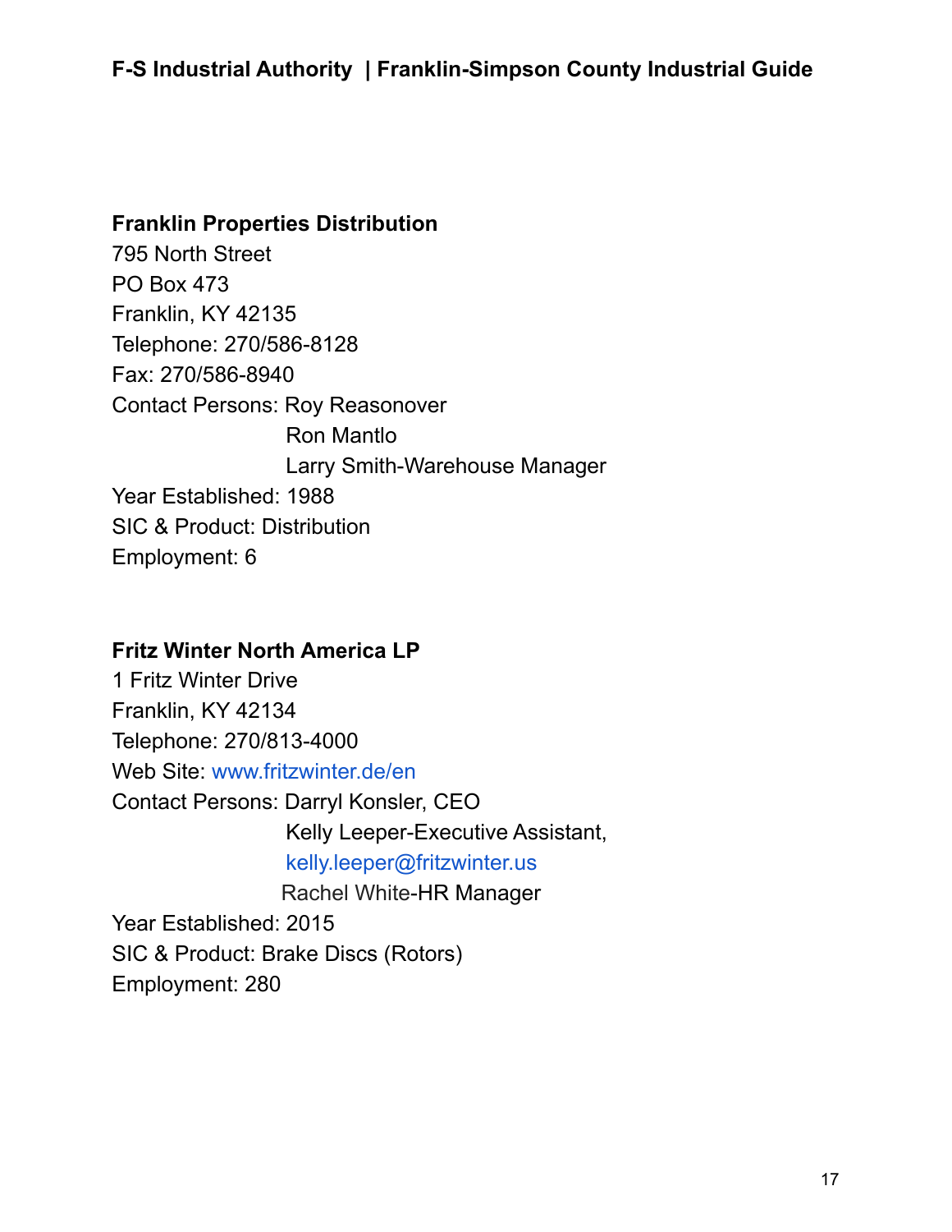**Franklin Properties Distribution**
795 North Street
PO Box 473
Franklin, KY 42135
Telephone: 270/586-8128
Fax: 270/586-8940
Contact Persons: Roy Reasonover
Ron Mantlo
Larry Smith-Warehouse Manager
Year Established: 1988
SIC & Product: Distribution
Employment: 6

**Fritz Winter North America LP**
1 Fritz Winter Drive
Franklin, KY 42134
Telephone: 270/813-4000
Web Site: www.fritzwinter.de/en
Contact Persons: Darryl Konsler, CEO
Kelly Leeper-Executive Assistant,
kelly.leeper@fritzwinter.us
Rachel White-HR Manager
Year Established: 2015
SIC & Product: Brake Discs (Rotors)
Employment: 280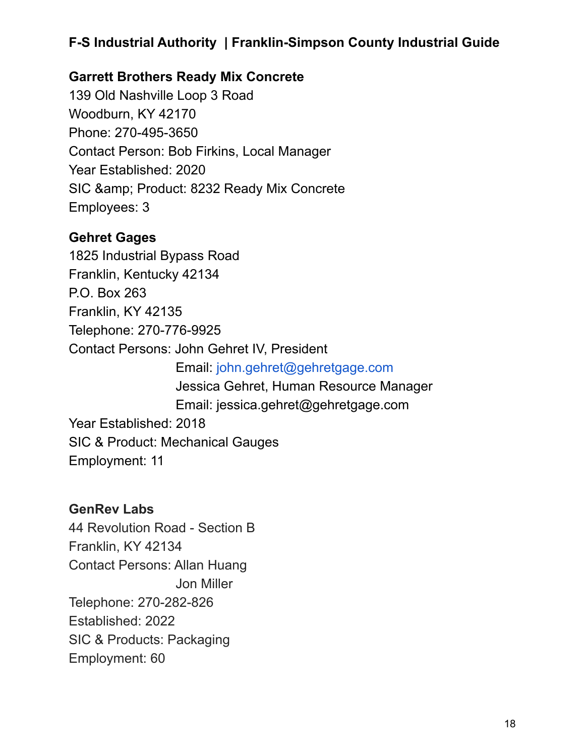**F-S Industrial Authority | Franklin-Simpson County Industrial Guide**

**Garrett Brothers Ready Mix Concrete**
139 Old Nashville Loop 3 Road
Woodburn, KY 42170
Phone: 270-495-3650
Contact Person: Bob Firkins, Local Manager
Year Established: 2020
SIC &amp; Product: 8232 Ready Mix Concrete
Employees: 3

**Gehret Gages**
1825 Industrial Bypass Road
Franklin, Kentucky 42134
P.O. Box 263
Franklin, KY 42135
Telephone: 270-776-9925
Contact Persons: John Gehret IV, President
Email: john.gehret@gehretgage.com
Jessica Gehret, Human Resource Manager
Email: jessica.gehret@gehretgage.com
Year Established: 2018
SIC & Product: Mechanical Gauges
Employment: 11

**GenRev Labs**
44 Revolution Road - Section B
Franklin, KY 42134
Contact Persons: Allan Huang
Jon Miller
Telephone: 270-282-826
Established: 2022
SIC & Products: Packaging
Employment: 60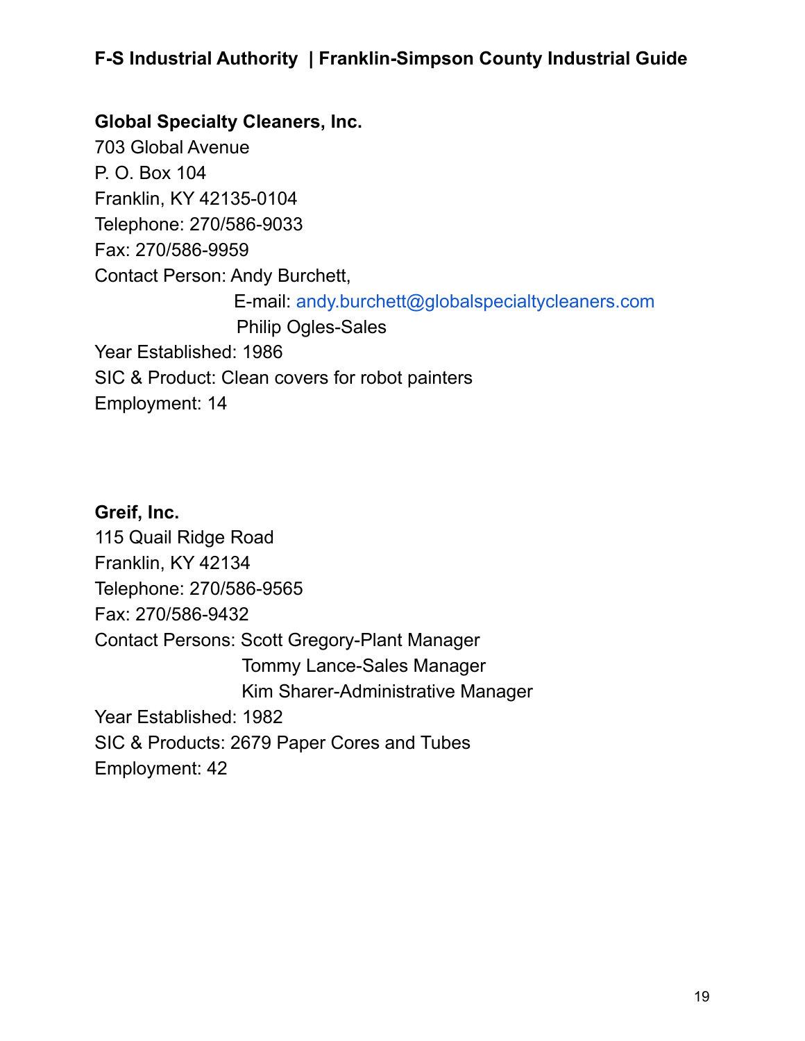**Global Specialty Cleaners, Inc.**
703 Global Avenue
P. O. Box 104
Franklin, KY 42135-0104
Telephone: 270/586-9033
Fax: 270/586-9959
Contact Person: Andy Burchett,
E-mail: andy.burchett@globalspecialtycleaners.com
Philip Ogles-Sales
Year Established: 1986
SIC & Product: Clean covers for robot painters
Employment: 14

**Greif, Inc.**
115 Quail Ridge Road
Franklin, KY 42134
Telephone: 270/586-9565
Fax: 270/586-9432
Contact Persons: Scott Gregory-Plant Manager
Tommy Lance-Sales Manager
Kim Sharer-Administrative Manager
Year Established: 1982
SIC & Products: 2679 Paper Cores and Tubes
Employment: 42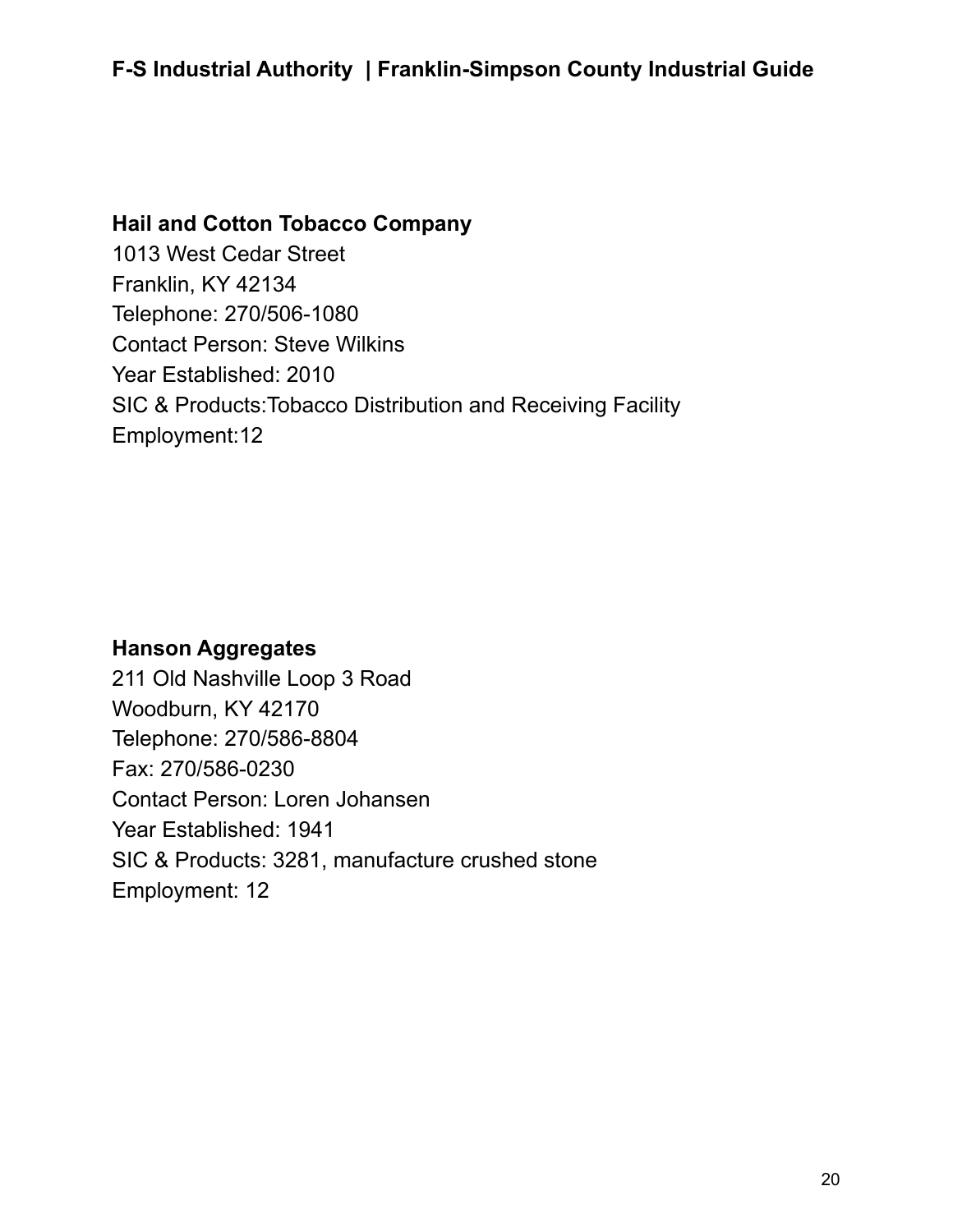**Hail and Cotton Tobacco Company**
1013 West Cedar Street
Franklin, KY 42134
Telephone: 270/506-1080
Contact Person: Steve Wilkins
Year Established: 2010
SIC & Products:Tobacco Distribution and Receiving Facility
Employment:12

**Hanson Aggregates**
211 Old Nashville Loop 3 Road
Woodburn, KY 42170
Telephone: 270/586-8804
Fax: 270/586-0230
Contact Person: Loren Johansen
Year Established: 1941
SIC & Products: 3281, manufacture crushed stone
Employment: 12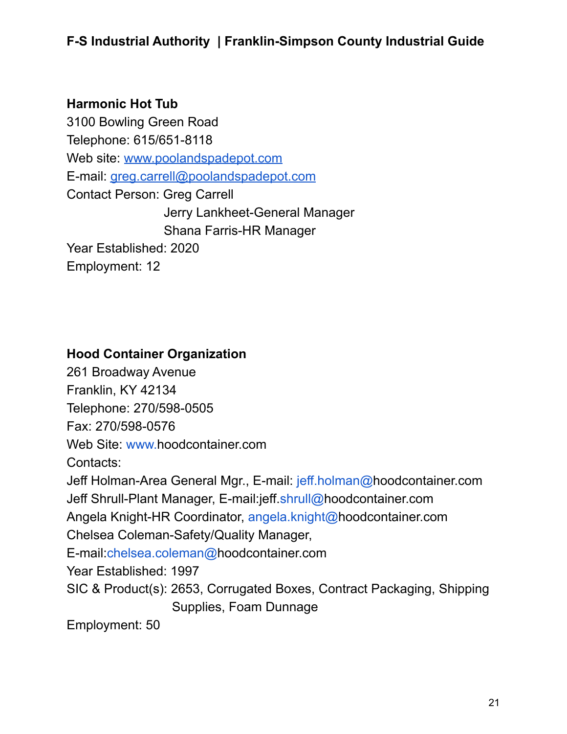**Harmonic Hot Tub**
3100 Bowling Green Road
Telephone: 615/651-8118
Web site: www.poolandspadepot.com
E-mail: greg.carrell@poolandspadepot.com
Contact Person: Greg Carrell
Jerry Lankheet-General Manager
Shana Farris-HR Manager
Year Established: 2020
Employment: 12

**Hood Container Organization**
261 Broadway Avenue
Franklin, KY 42134
Telephone: 270/598-0505
Fax: 270/598-0576
Web Site: www.hoodcontainer.com
Contacts:
Jeff Holman-Area General Mgr., E-mail: jeff.holman@hoodcontainer.com
Jeff Shrull-Plant Manager, E-mail:jeff.shrull@hoodcontainer.com
Angela Knight-HR Coordinator, angela.knight@hoodcontainer.com
Chelsea Coleman-Safety/Quality Manager,
E-mail:chelsea.coleman@hoodcontainer.com
Year Established: 1997
SIC & Product(s): 2653, Corrugated Boxes, Contract Packaging, Shipping Supplies, Foam Dunnage
Employment: 50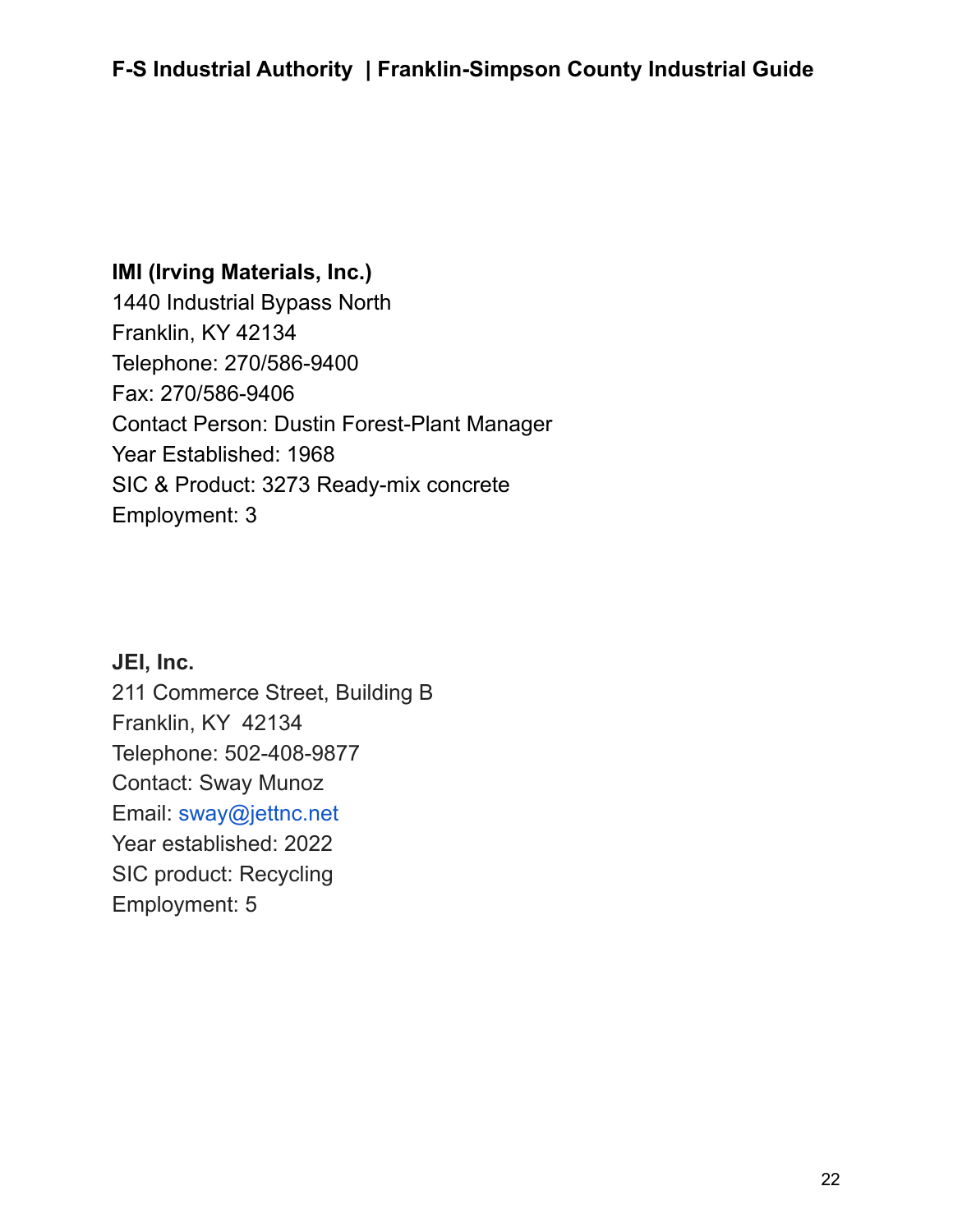**IMI (Irving Materials, Inc.)**
1440 Industrial Bypass North
Franklin, KY 42134
Telephone: 270/586-9400
Fax: 270/586-9406
Contact Person: Dustin Forest-Plant Manager
Year Established: 1968
SIC & Product: 3273 Ready-mix concrete
Employment: 3

**JEI, Inc.**
211 Commerce Street, Building B
Franklin, KY 42134
Telephone: 502-408-9877
Contact: Sway Munoz
Email: sway@jettnc.net
Year established: 2022
SIC product: Recycling
Employment: 5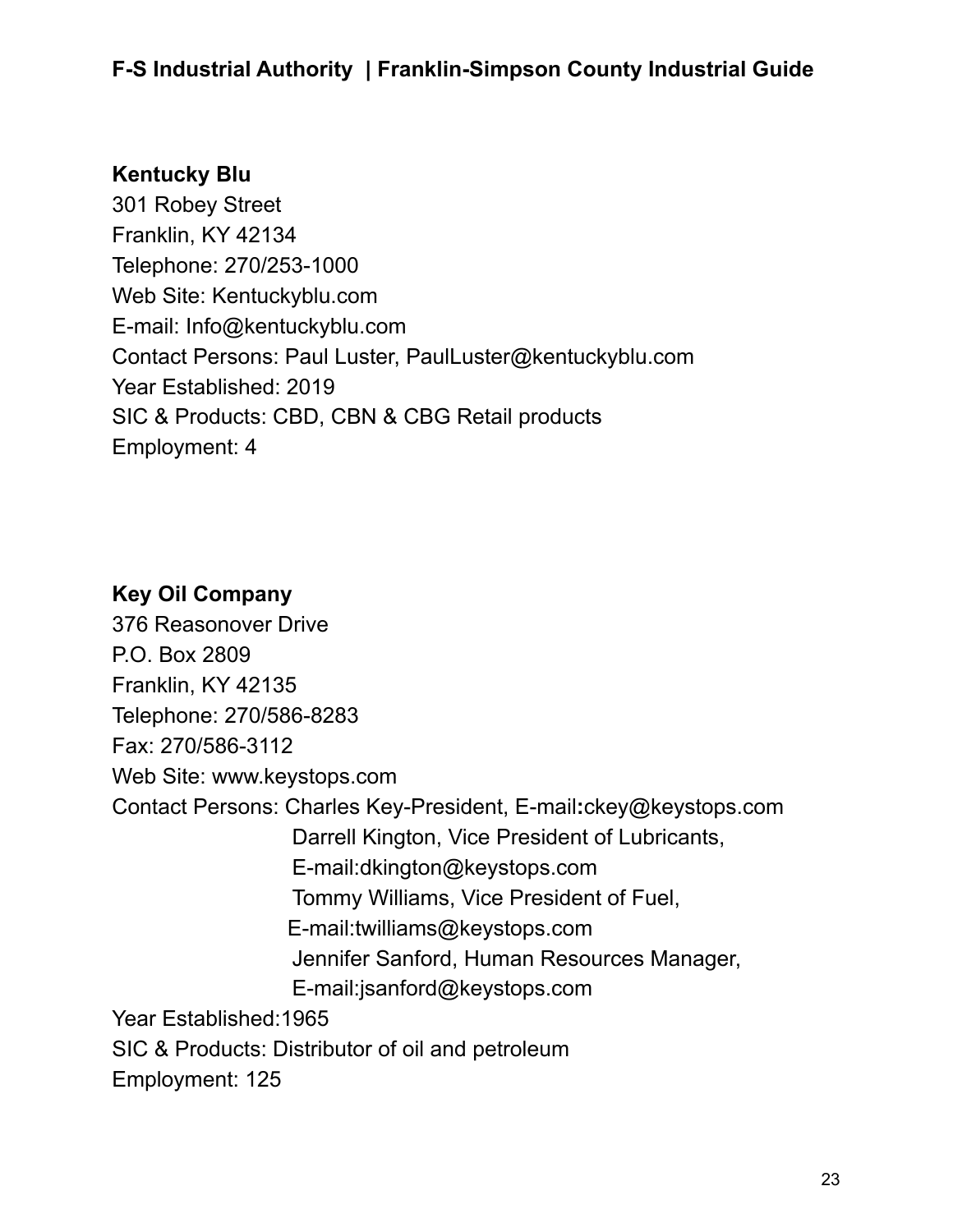**Kentucky Blu**
301 Robey Street
Franklin, KY 42134
Telephone: 270/253-1000
Web Site: Kentuckyblu.com
E-mail: Info@kentuckyblu.com
Contact Persons: Paul Luster, PaulLuster@kentuckyblu.com
Year Established: 2019
SIC & Products: CBD, CBN & CBG Retail products
Employment: 4

**Key Oil Company**
376 Reasonover Drive
P.O. Box 2809
Franklin, KY 42135
Telephone: 270/586-8283
Fax: 270/586-3112
Web Site: www.keystops.com
Contact Persons: Charles Key-President, E-mail:ckey@keystops.com
Darrell Kington, Vice President of Lubricants,
E-mail:dkington@keystops.com
Tommy Williams, Vice President of Fuel,
E-mail:twilliams@keystops.com
Jennifer Sanford, Human Resources Manager,
E-mail:jsanford@keystops.com
Year Established:1965
SIC & Products: Distributor of oil and petroleum
Employment: 125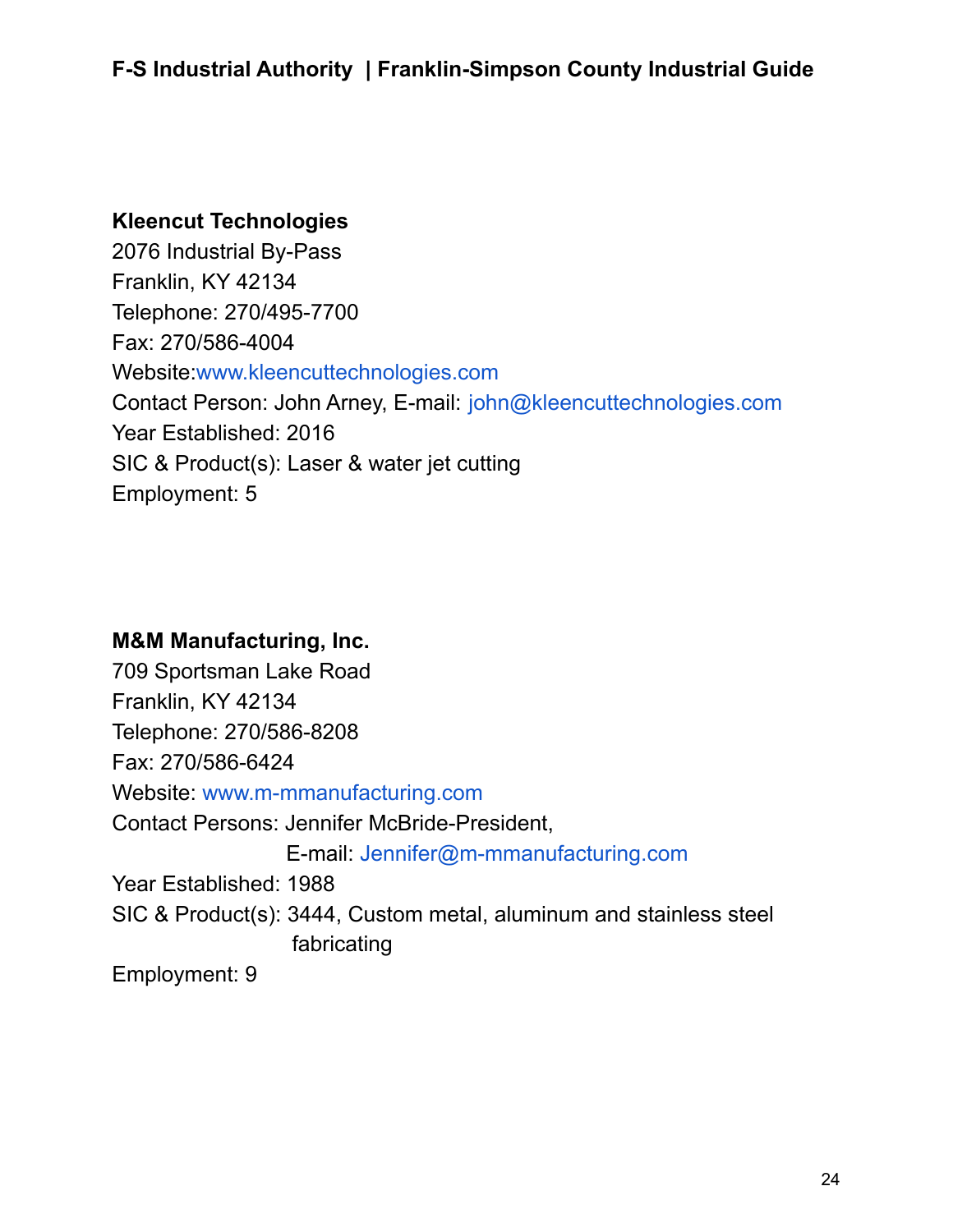**Kleencut Technologies**
2076 Industrial By-Pass
Franklin, KY 42134
Telephone: 270/495-7700
Fax: 270/586-4004
Website:www.kleencuttechnologies.com
Contact Person: John Arney, E-mail: john@kleencuttechnologies.com
Year Established: 2016
SIC & Product(s): Laser & water jet cutting
Employment: 5

**M&M Manufacturing, Inc.**
709 Sportsman Lake Road
Franklin, KY 42134
Telephone: 270/586-8208
Fax: 270/586-6424
Website: www.m-mmanufacturing.com
Contact Persons: Jennifer McBride-President,
E-mail: Jennifer@m-mmanufacturing.com
Year Established: 1988
SIC & Product(s): 3444, Custom metal, aluminum and stainless steel fabricating
Employment: 9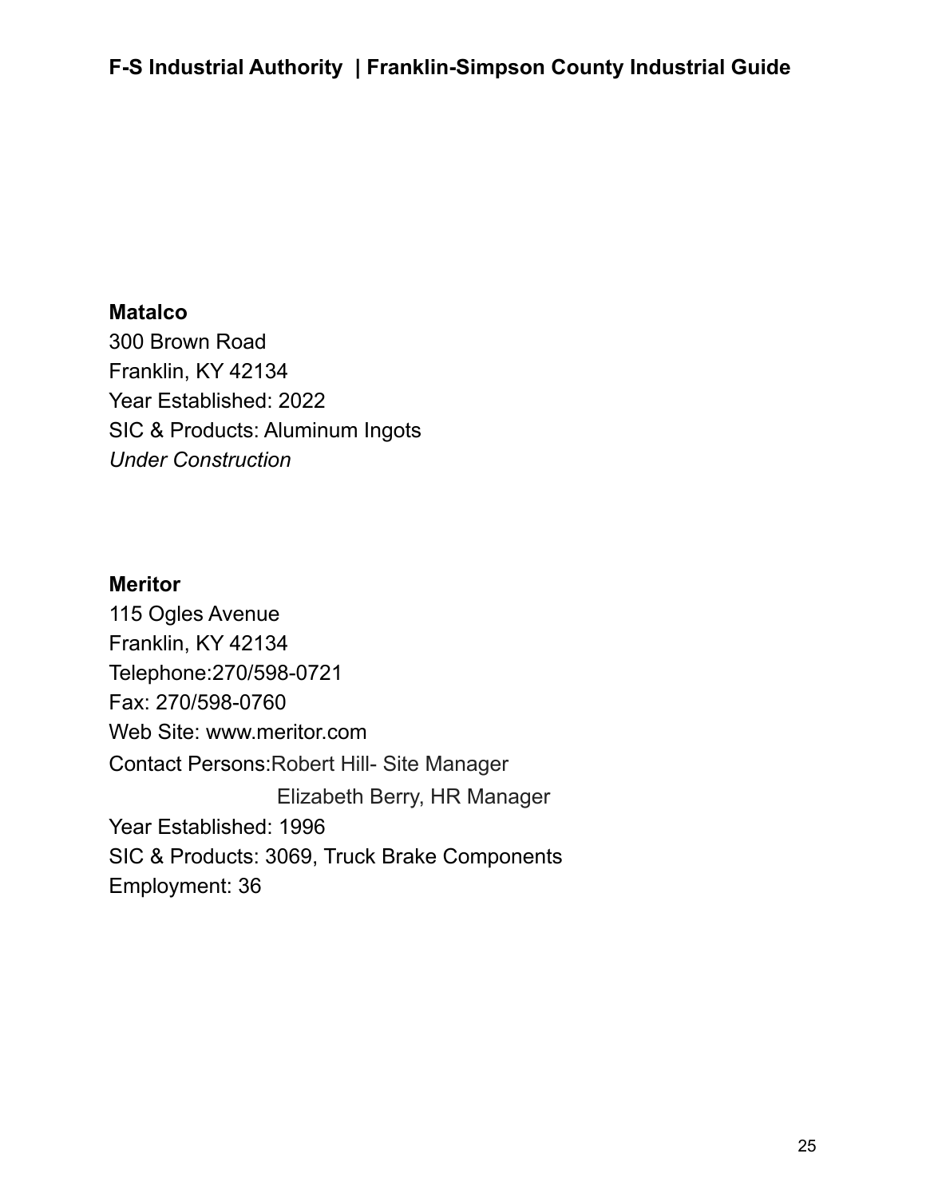**Matalco**
300 Brown Road
Franklin, KY 42134
Year Established: 2022
SIC & Products: Aluminum Ingots
*Under Construction*

**Meritor**
115 Ogles Avenue
Franklin, KY 42134
Telephone:270/598-0721
Fax: 270/598-0760
Web Site: www.meritor.com
Contact Persons:Robert Hill- Site Manager
Elizabeth Berry, HR Manager
Year Established: 1996
SIC & Products: 3069, Truck Brake Components
Employment: 36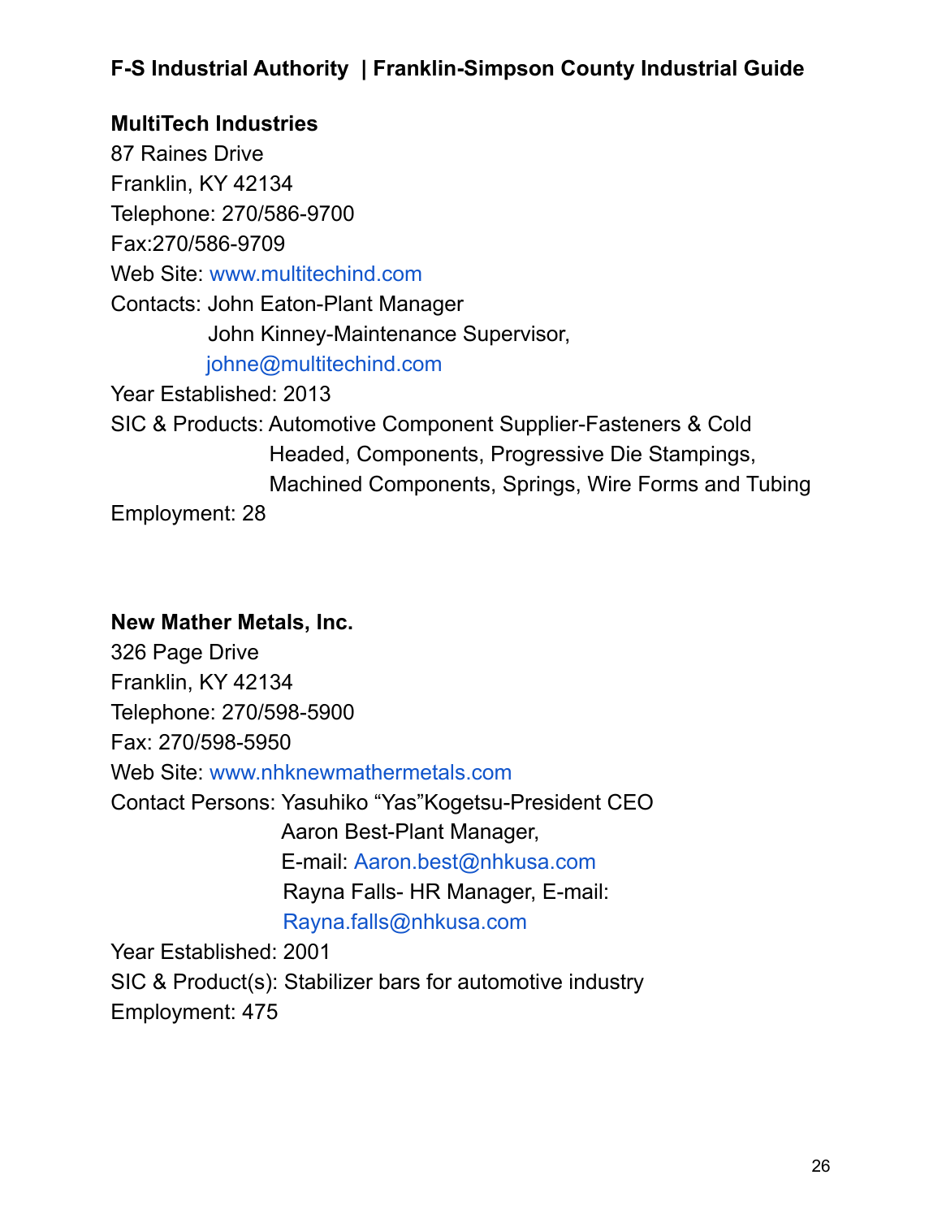**MultiTech Industries**
87 Raines Drive
Franklin, KY 42134
Telephone: 270/586-9700
Fax:270/586-9709
Web Site: www.multitechind.com
Contacts: John Eaton-Plant Manager
John Kinney-Maintenance Supervisor,
johne@multitechind.com
Year Established: 2013
SIC & Products: Automotive Component Supplier-Fasteners & Cold Headed, Components, Progressive Die Stampings, Machined Components, Springs, Wire Forms and Tubing
Employment: 28

**New Mather Metals, Inc.**
326 Page Drive
Franklin, KY 42134
Telephone: 270/598-5900
Fax: 270/598-5950
Web Site: www.nhknewmathermetals.com
Contact Persons: Yasuhiko "Yas"Kogetsu-President CEO
Aaron Best-Plant Manager,
E-mail: Aaron.best@nhkusa.com
Rayna Falls- HR Manager, E-mail:
Rayna.falls@nhkusa.com
Year Established: 2001
SIC & Product(s): Stabilizer bars for automotive industry
Employment: 475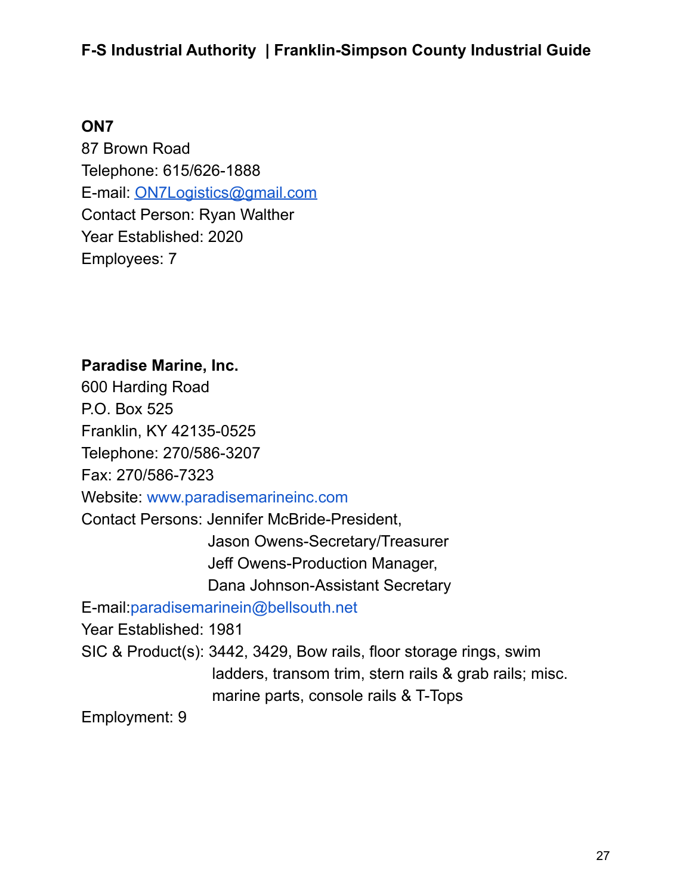**ON7**
87 Brown Road
Telephone: 615/626-1888
E-mail: ON7Logistics@gmail.com
Contact Person: Ryan Walther
Year Established: 2020
Employees: 7

**Paradise Marine, Inc.**
600 Harding Road
P.O. Box 525
Franklin, KY 42135-0525
Telephone: 270/586-3207
Fax: 270/586-7323
Website: www.paradisemarineinc.com
Contact Persons: Jennifer McBride-President,
Jason Owens-Secretary/Treasurer
Jeff Owens-Production Manager,
Dana Johnson-Assistant Secretary
E-mail:paradisemarinein@bellsouth.net
Year Established: 1981
SIC & Product(s): 3442, 3429, Bow rails, floor storage rings, swim ladders, transom trim, stern rails & grab rails; misc. marine parts, console rails & T-Tops
Employment: 9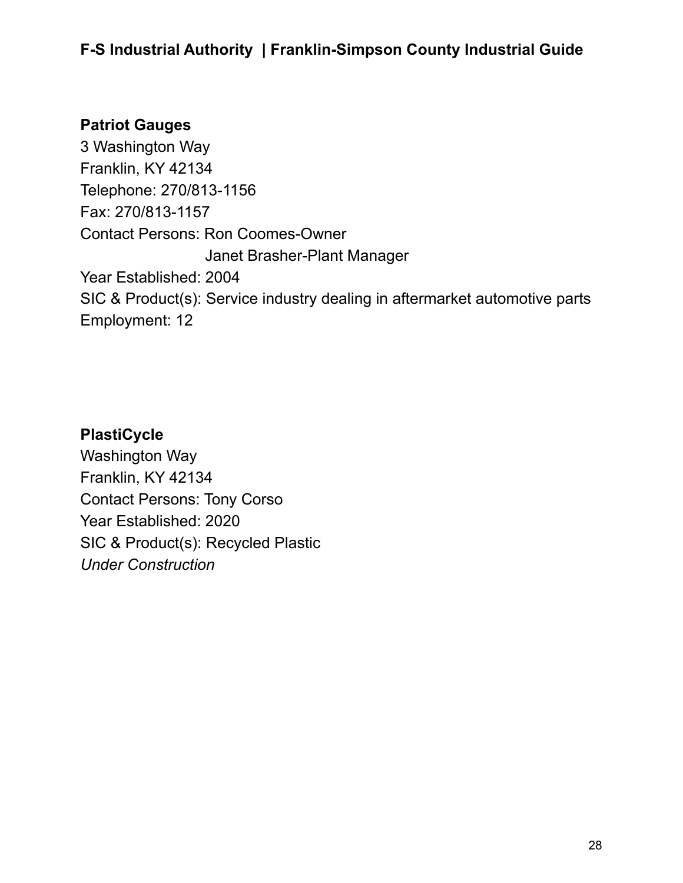**Patriot Gauges**
3 Washington Way
Franklin, KY 42134
Telephone: 270/813-1156
Fax: 270/813-1157
Contact Persons: Ron Coomes-Owner
Janet Brasher-Plant Manager
Year Established: 2004
SIC & Product(s): Service industry dealing in aftermarket automotive parts
Employment: 12

**PlastiCycle**
Washington Way
Franklin, KY 42134
Contact Persons: Tony Corso
Year Established: 2020
SIC & Product(s): Recycled Plastic
*Under Construction*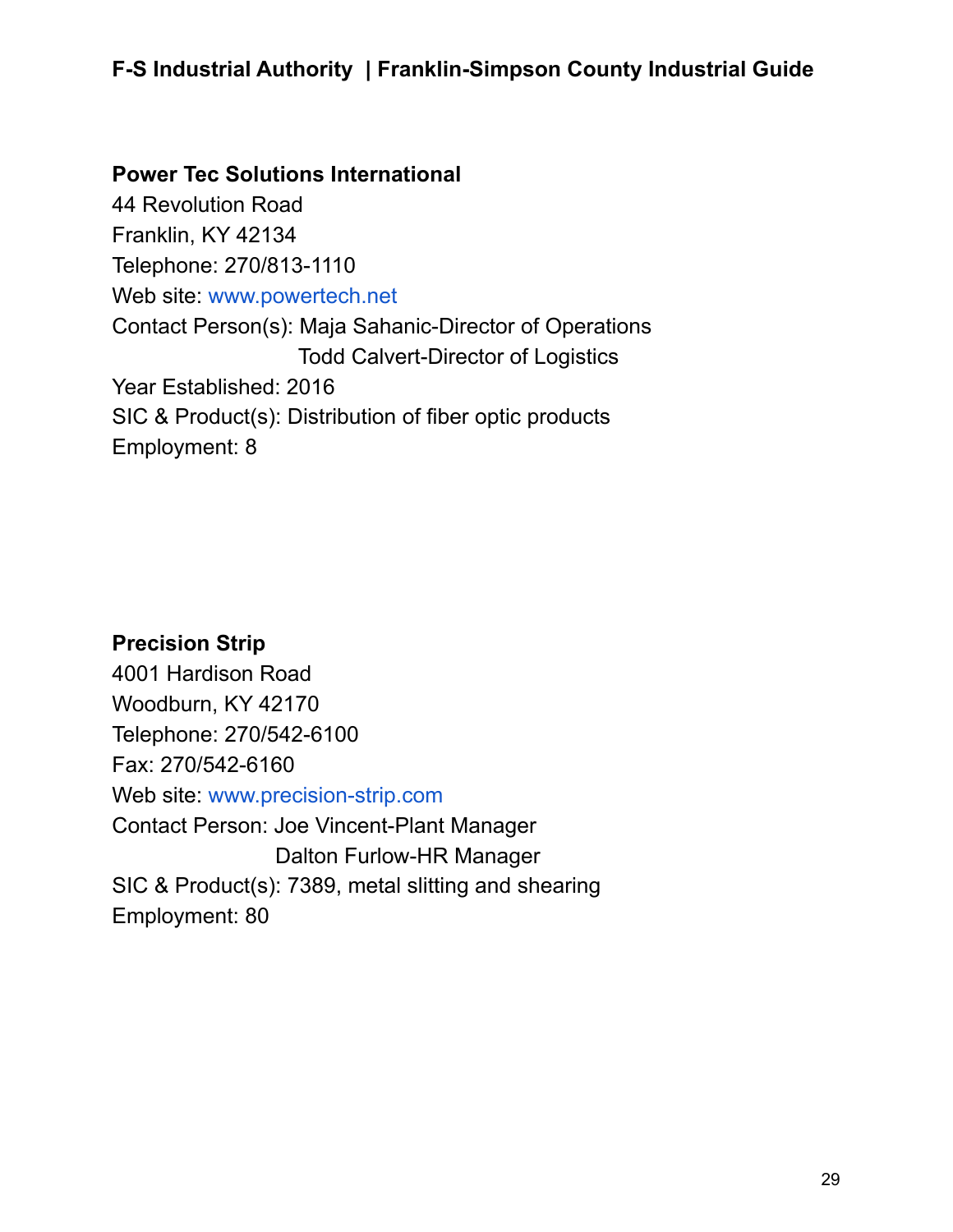**Power Tec Solutions International**
44 Revolution Road
Franklin, KY 42134
Telephone: 270/813-1110
Web site: www.powertech.net
Contact Person(s): Maja Sahanic-Director of Operations
Todd Calvert-Director of Logistics
Year Established: 2016
SIC & Product(s): Distribution of fiber optic products
Employment: 8

**Precision Strip**
4001 Hardison Road
Woodburn, KY 42170
Telephone: 270/542-6100
Fax: 270/542-6160
Web site: www.precision-strip.com
Contact Person: Joe Vincent-Plant Manager
Dalton Furlow-HR Manager
SIC & Product(s): 7389, metal slitting and shearing
Employment: 80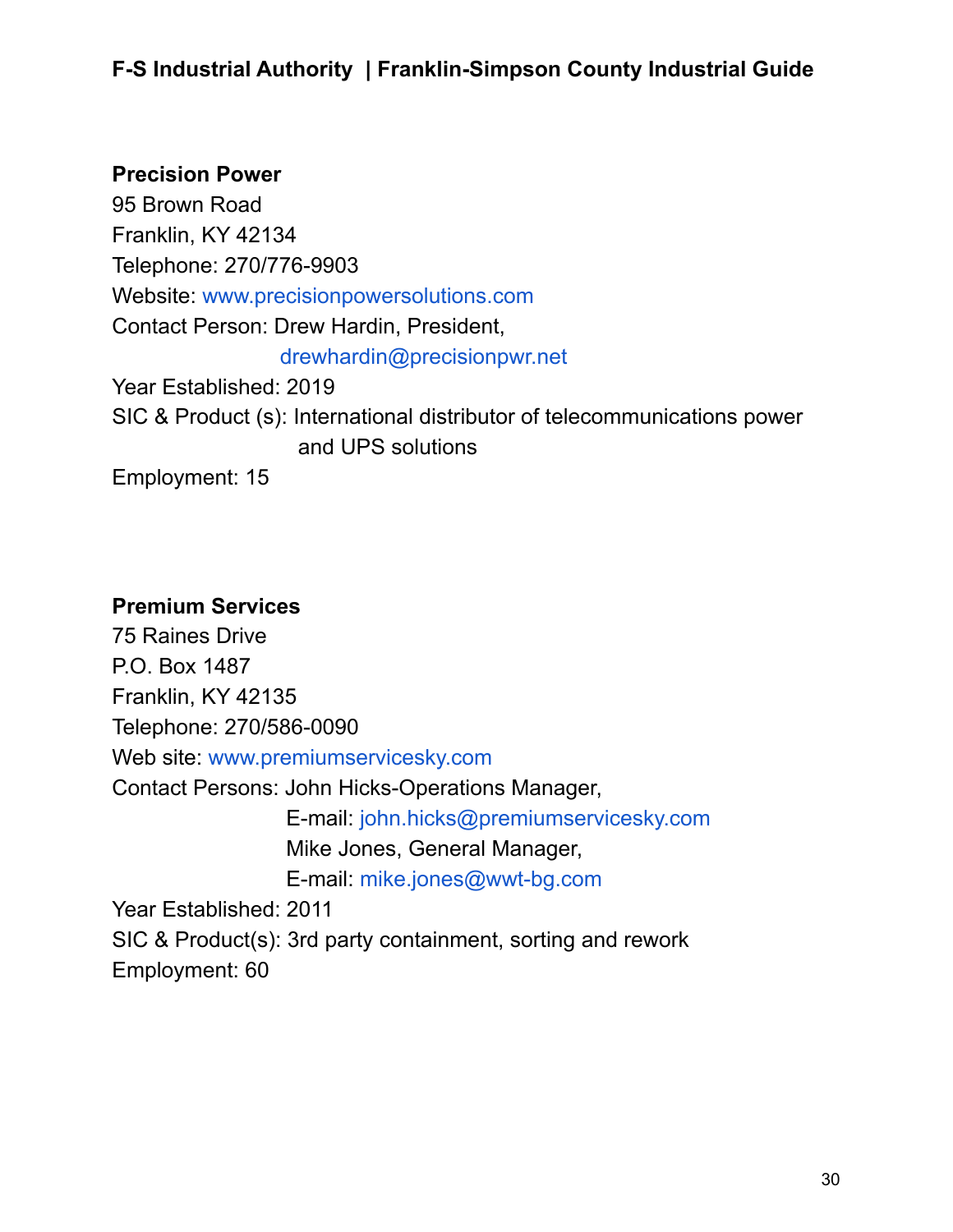**Precision Power**
95 Brown Road
Franklin, KY 42134
Telephone: 270/776-9903
Website: www.precisionpowersolutions.com
Contact Person: Drew Hardin, President,
drewhardin@precisionpwr.net
Year Established: 2019
SIC & Product (s): International distributor of telecommunications power and UPS solutions
Employment: 15

**Premium Services**
75 Raines Drive
P.O. Box 1487
Franklin, KY 42135
Telephone: 270/586-0090
Web site: www.premiumservicesky.com
Contact Persons: John Hicks-Operations Manager,
E-mail: john.hicks@premiumservicesky.com
Mike Jones, General Manager,
E-mail: mike.jones@wwt-bg.com
Year Established: 2011
SIC & Product(s): 3rd party containment, sorting and rework
Employment: 60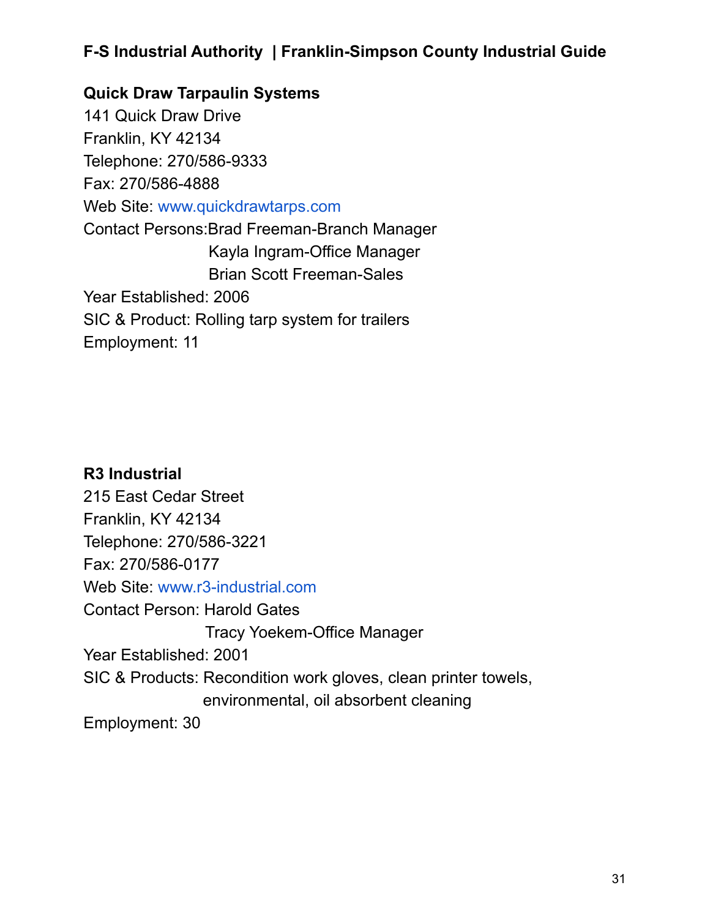**Quick Draw Tarpaulin Systems**
141 Quick Draw Drive
Franklin, KY 42134
Telephone: 270/586-9333
Fax: 270/586-4888
Web Site: www.quickdrawtarps.com
Contact Persons: Brad Freeman-Branch Manager
Kayla Ingram-Office Manager
Brian Scott Freeman-Sales
Year Established: 2006
SIC & Product: Rolling tarp system for trailers
Employment: 11

**R3 Industrial**
215 East Cedar Street
Franklin, KY 42134
Telephone: 270/586-3221
Fax: 270/586-0177
Web Site: www.r3-industrial.com
Contact Person: Harold Gates
Tracy Yoekem-Office Manager
Year Established: 2001
SIC & Products: Recondition work gloves, clean printer towels, environmental, oil absorbent cleaning
Employment: 30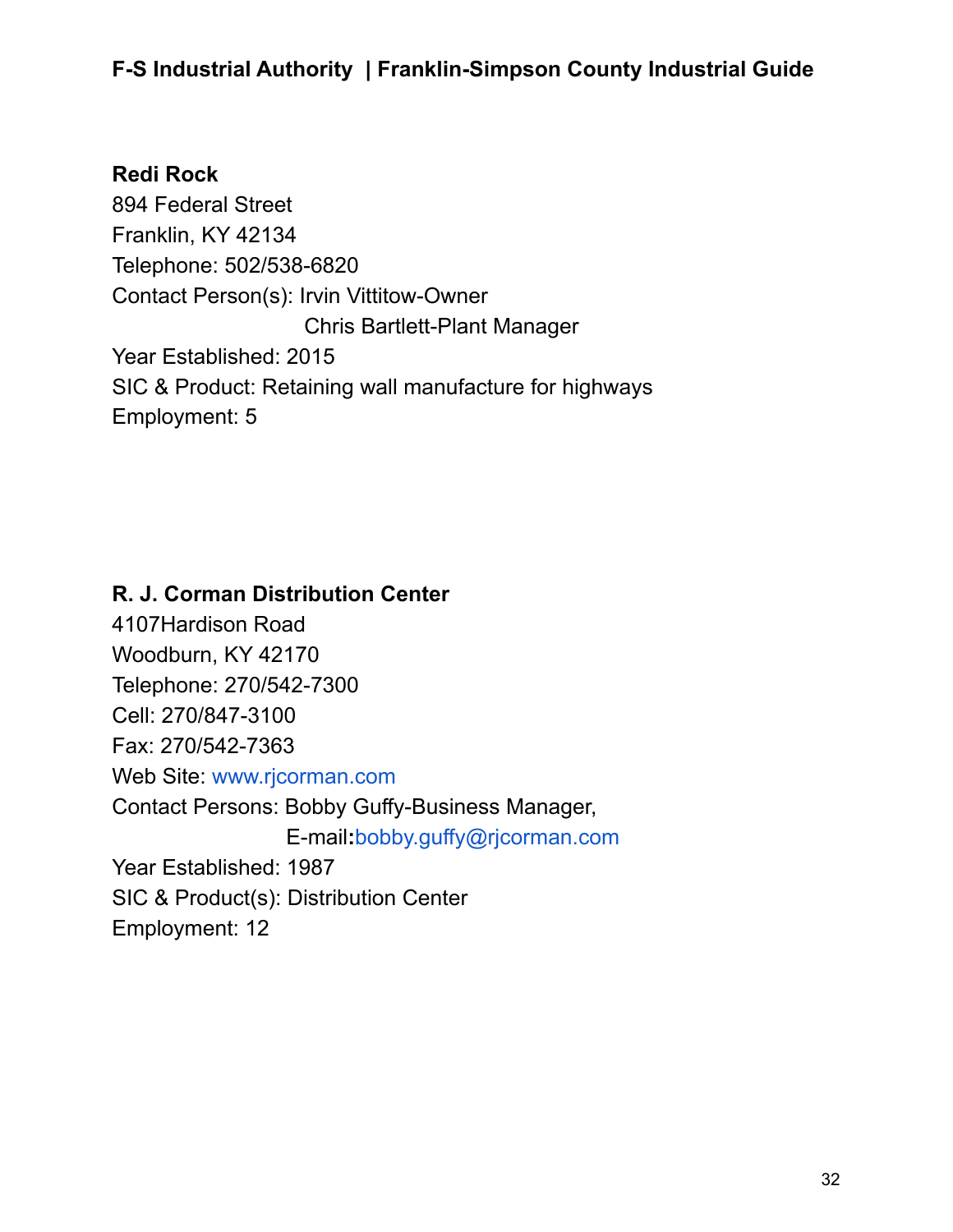**Redi Rock**
894 Federal Street
Franklin, KY 42134
Telephone: 502/538-6820
Contact Person(s): Irvin Vittitow-Owner
Chris Bartlett-Plant Manager
Year Established: 2015
SIC & Product: Retaining wall manufacture for highways
Employment: 5

**R. J. Corman Distribution Center**
4107Hardison Road
Woodburn, KY 42170
Telephone: 270/542-7300
Cell: 270/847-3100
Fax: 270/542-7363
Web Site: www.rjcorman.com
Contact Persons: Bobby Guffy-Business Manager,
E-mail:bobby.guffy@rjcorman.com
Year Established: 1987
SIC & Product(s): Distribution Center
Employment: 12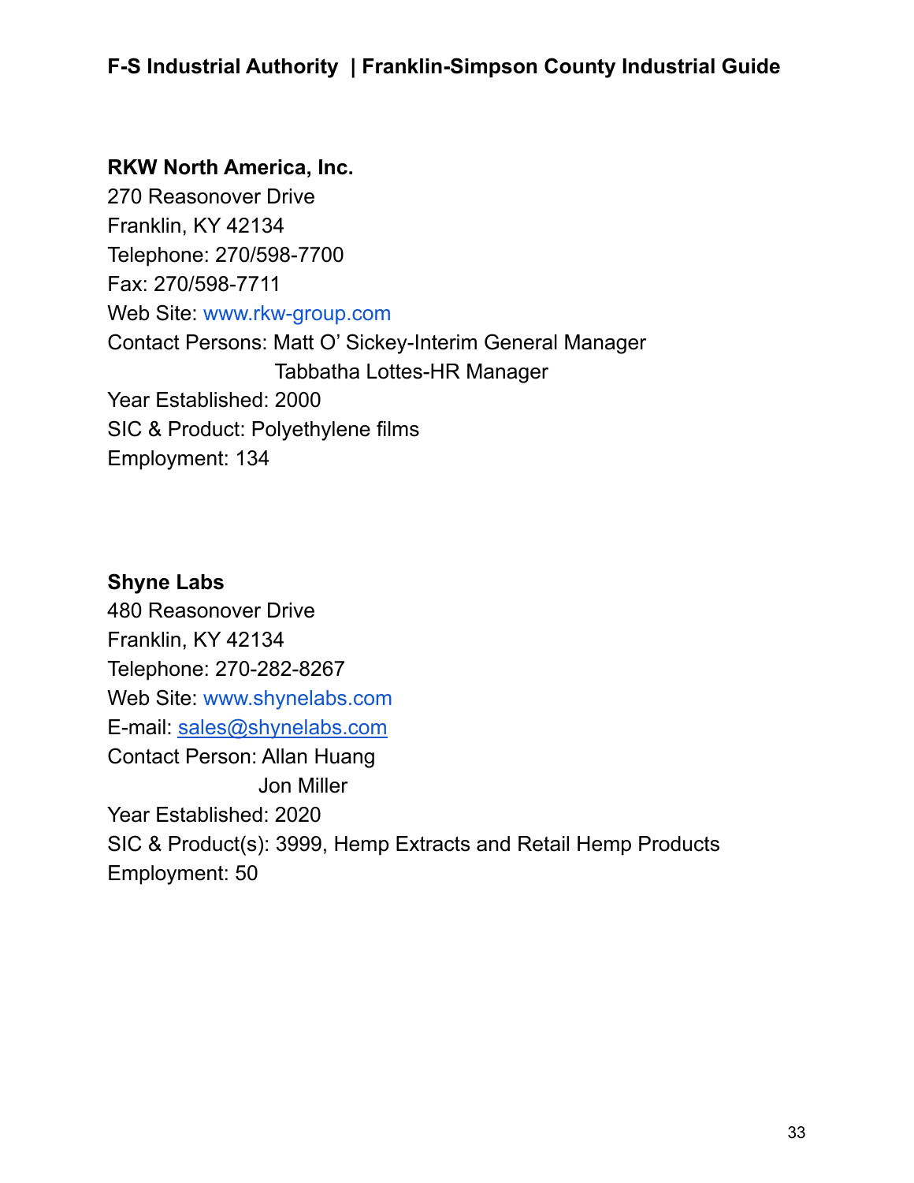**RKW North America, Inc.**
270 Reasonover Drive
Franklin, KY 42134
Telephone: 270/598-7700
Fax: 270/598-7711
Web Site: www.rkw-group.com
Contact Persons: Matt O' Sickey-Interim General Manager
Tabbatha Lottes-HR Manager
Year Established: 2000
SIC & Product: Polyethylene films
Employment: 134

**Shyne Labs**
480 Reasonover Drive
Franklin, KY 42134
Telephone: 270-282-8267
Web Site: www.shynelabs.com
E-mail: sales@shynelabs.com
Contact Person: Allan Huang
Jon Miller
Year Established: 2020
SIC & Product(s): 3999, Hemp Extracts and Retail Hemp Products
Employment: 50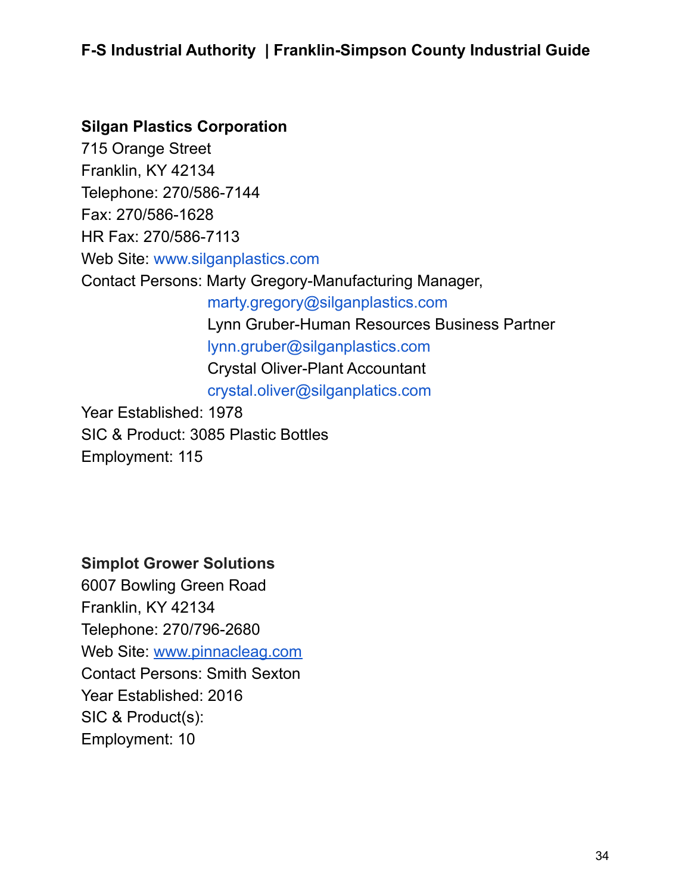**Silgan Plastics Corporation**
715 Orange Street
Franklin, KY 42134
Telephone: 270/586-7144
Fax: 270/586-1628
HR Fax: 270/586-7113
Web Site: www.silganplastics.com
Contact Persons: Marty Gregory-Manufacturing Manager,
marty.gregory@silganplastics.com
Lynn Gruber-Human Resources Business Partner
lynn.gruber@silganplastics.com
Crystal Oliver-Plant Accountant
crystal.oliver@silganplatics.com
Year Established: 1978
SIC & Product: 3085 Plastic Bottles
Employment: 115

**Simplot Grower Solutions**
6007 Bowling Green Road
Franklin, KY 42134
Telephone: 270/796-2680
Web Site: www.pinnacleag.com
Contact Persons: Smith Sexton
Year Established: 2016
SIC & Product(s):
Employment: 10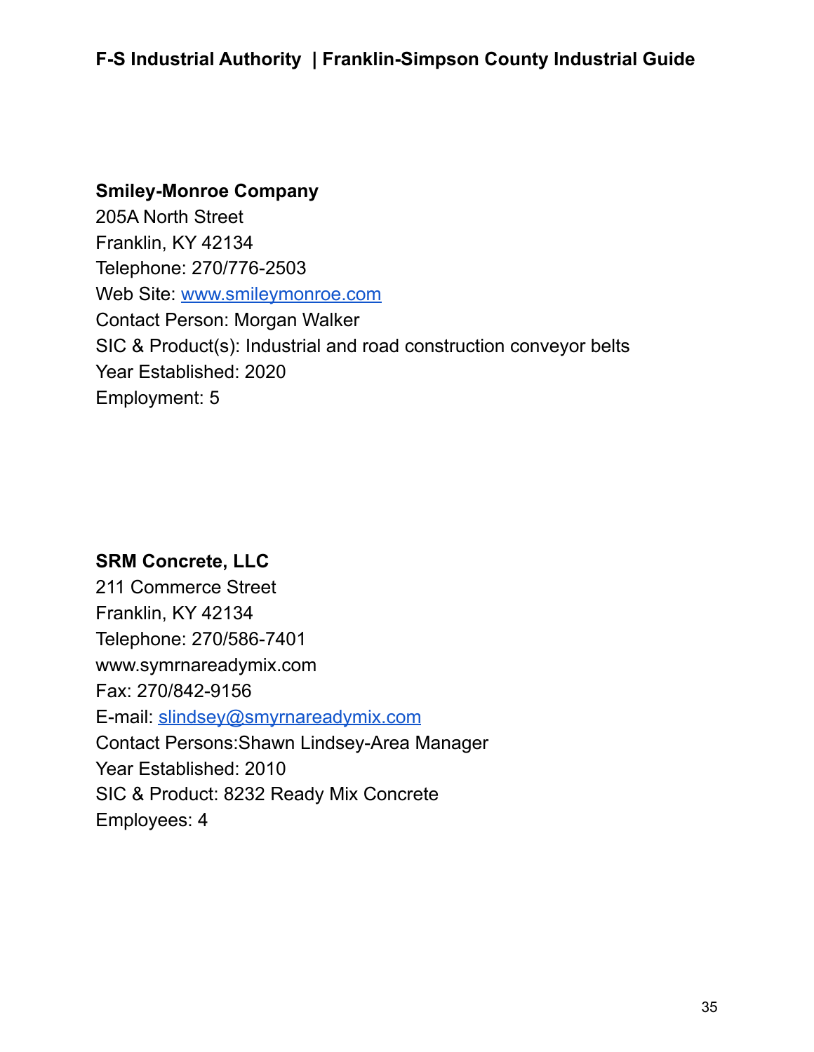**Smiley-Monroe Company**
205A North Street
Franklin, KY 42134
Telephone: 270/776-2503
Web Site: [www.smileymonroe.com](http://www.smileymonroe.com)
Contact Person: Morgan Walker
SIC & Product(s): Industrial and road construction conveyor belts
Year Established: 2020
Employment: 5

**SRM Concrete, LLC**
211 Commerce Street
Franklin, KY 42134
Telephone: 270/586-7401
www.symrnareadymix.com
Fax: 270/842-9156
E-mail: [slindsey@smyrnareadymix.com](mailto:slindsey@smyrnareadymix.com)
Contact Persons:Shawn Lindsey-Area Manager
Year Established: 2010
SIC & Product: 8232 Ready Mix Concrete
Employees: 4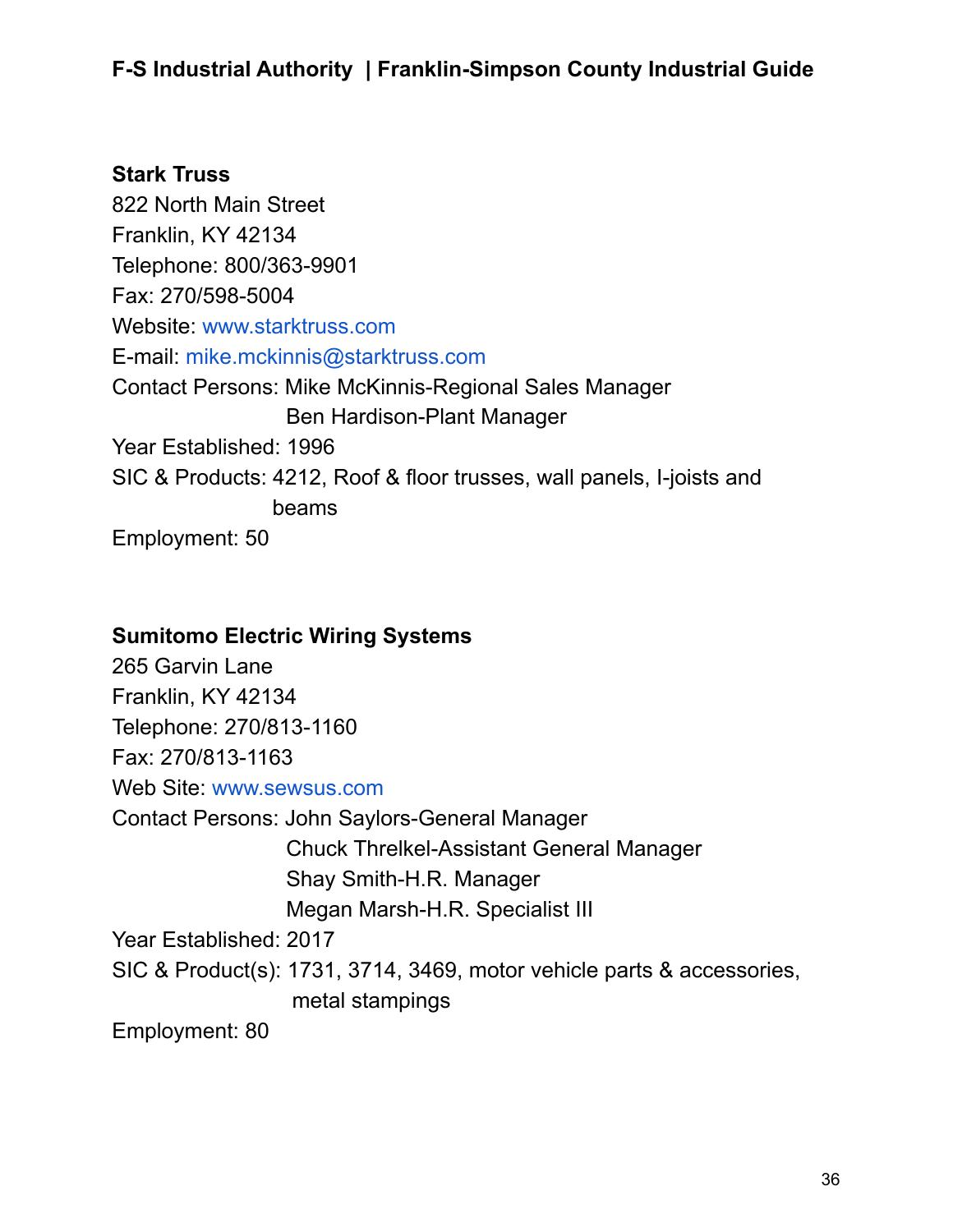**Stark Truss**
822 North Main Street
Franklin, KY 42134
Telephone: 800/363-9901
Fax: 270/598-5004
Website: www.starktruss.com
E-mail: mike.mckinnis@starktruss.com
Contact Persons: Mike McKinnis-Regional Sales Manager
Ben Hardison-Plant Manager
Year Established: 1996
SIC & Products: 4212, Roof & floor trusses, wall panels, I-joists and beams
Employment: 50

**Sumitomo Electric Wiring Systems**
265 Garvin Lane
Franklin, KY 42134
Telephone: 270/813-1160
Fax: 270/813-1163
Web Site: www.sewsus.com
Contact Persons: John Saylors-General Manager
Chuck Threlkel-Assistant General Manager
Shay Smith-H.R. Manager
Megan Marsh-H.R. Specialist III
Year Established: 2017
SIC & Product(s): 1731, 3714, 3469, motor vehicle parts & accessories, metal stampings
Employment: 80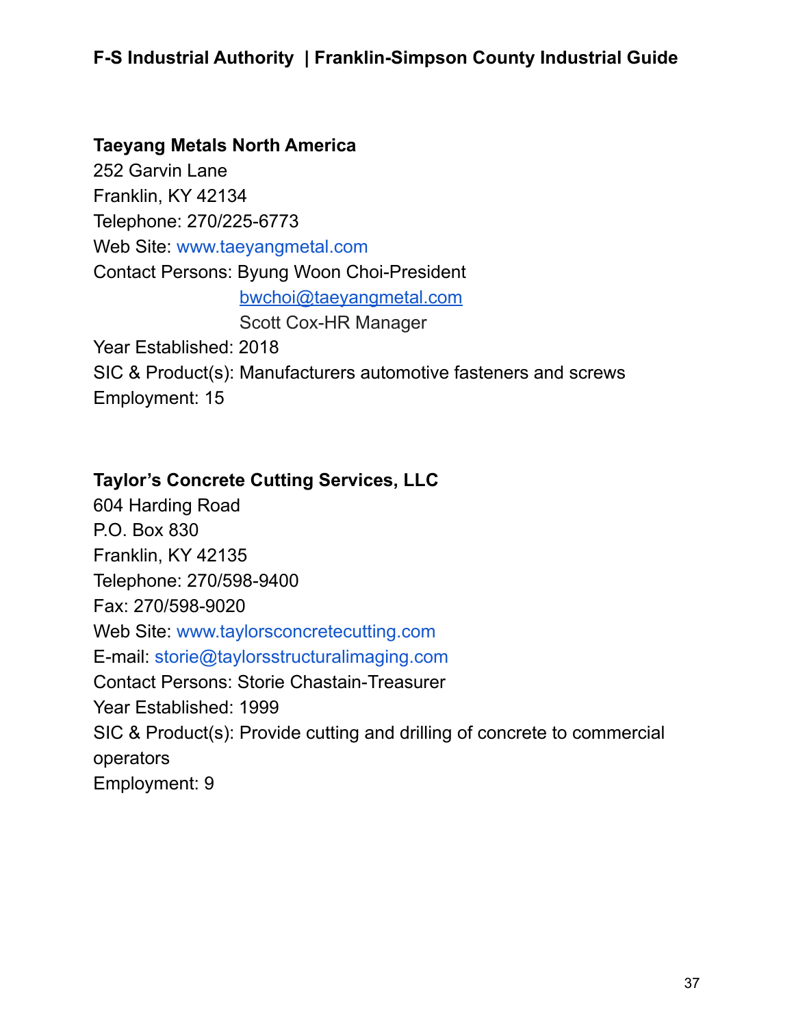**Taeyang Metals North America**
252 Garvin Lane
Franklin, KY 42134
Telephone: 270/225-6773
Web Site: www.taeyangmetal.com
Contact Persons: Byung Woon Choi-President
bwchoi@taeyangmetal.com
Scott Cox-HR Manager
Year Established: 2018
SIC & Product(s): Manufacturers automotive fasteners and screws
Employment: 15

**Taylor's Concrete Cutting Services, LLC**
604 Harding Road
P.O. Box 830
Franklin, KY 42135
Telephone: 270/598-9400
Fax: 270/598-9020
Web Site: www.taylorsconcretecutting.com
E-mail: storie@taylorsstructuralimaging.com
Contact Persons: Storie Chastain-Treasurer
Year Established: 1999
SIC & Product(s): Provide cutting and drilling of concrete to commercial operators
Employment: 9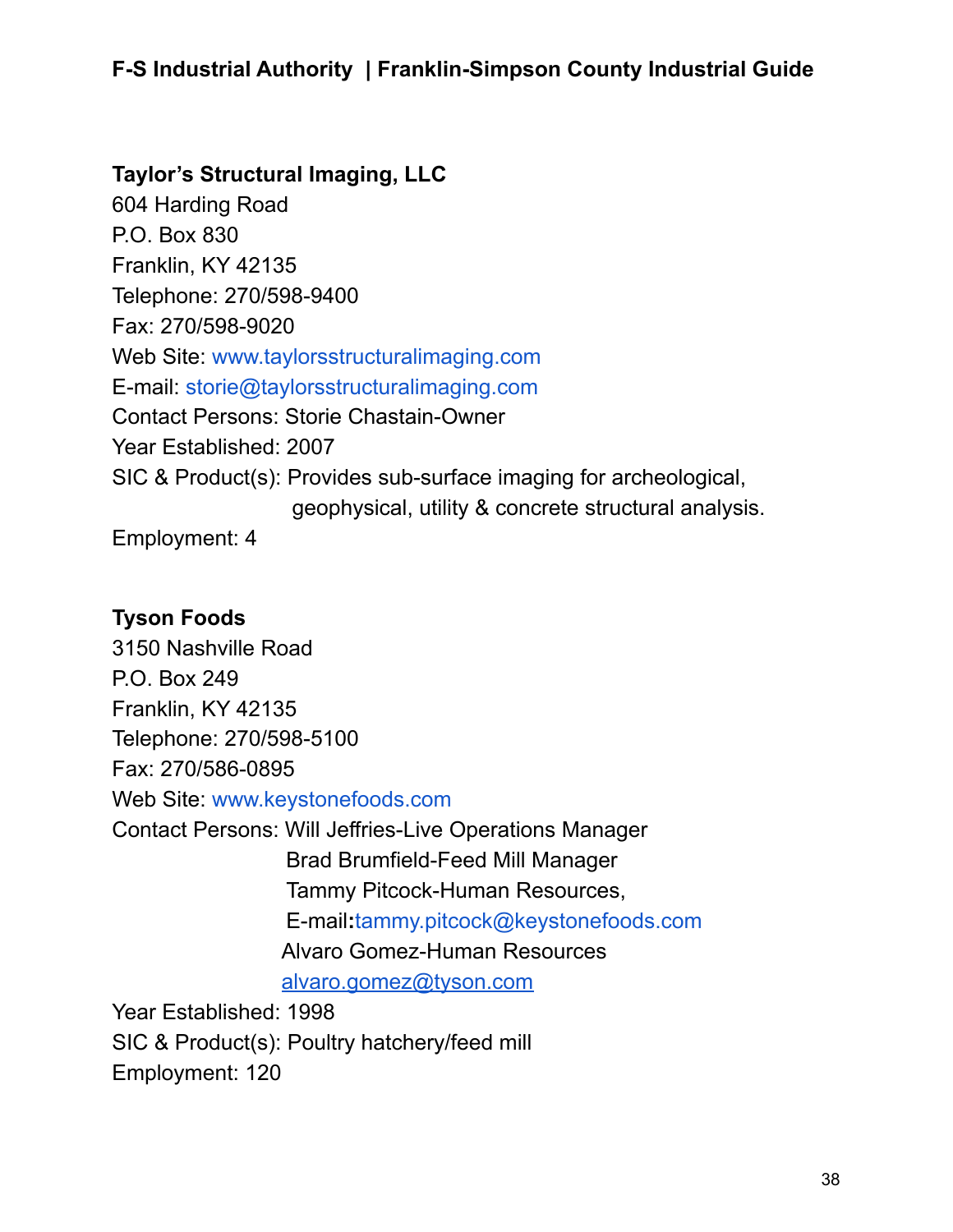**Taylor's Structural Imaging, LLC**
604 Harding Road
P.O. Box 830
Franklin, KY 42135
Telephone: 270/598-9400
Fax: 270/598-9020
Web Site: www.taylorsstructuralimaging.com
E-mail: storie@taylorsstructuralimaging.com
Contact Persons: Storie Chastain-Owner
Year Established: 2007
SIC & Product(s): Provides sub-surface imaging for archeological, geophysical, utility & concrete structural analysis.
Employment: 4

**Tyson Foods**
3150 Nashville Road
P.O. Box 249
Franklin, KY 42135
Telephone: 270/598-5100
Fax: 270/586-0895
Web Site: www.keystonefoods.com
Contact Persons: Will Jeffries-Live Operations Manager
Brad Brumfield-Feed Mill Manager
Tammy Pitcock-Human Resources,
E-mail:tammy.pitcock@keystonefoods.com
Alvaro Gomez-Human Resources
alvaro.gomez@tyson.com
Year Established: 1998
SIC & Product(s): Poultry hatchery/feed mill
Employment: 120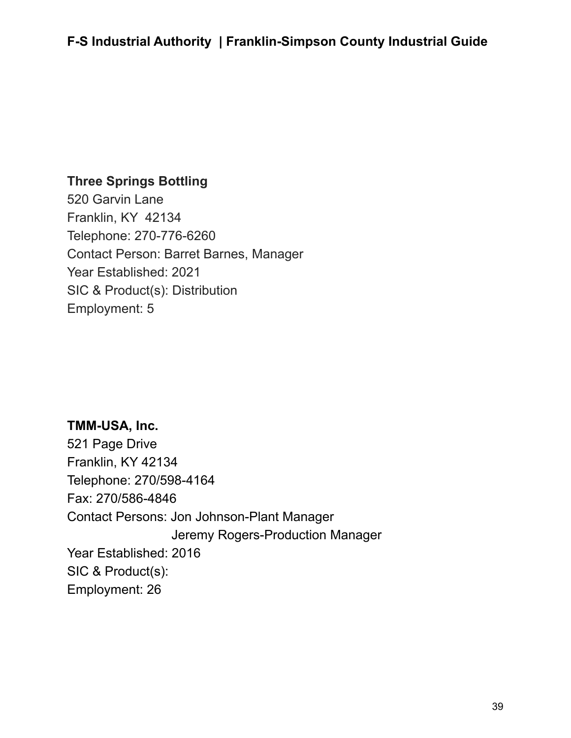**Three Springs Bottling**
520 Garvin Lane
Franklin, KY  42134
Telephone: 270-776-6260
Contact Person: Barret Barnes, Manager
Year Established: 2021
SIC & Product(s): Distribution
Employment: 5

**TMM-USA, Inc.**
521 Page Drive
Franklin, KY 42134
Telephone: 270/598-4164
Fax: 270/586-4846
Contact Persons: Jon Johnson-Plant Manager
Jeremy Rogers-Production Manager
Year Established: 2016
SIC & Product(s):
Employment: 26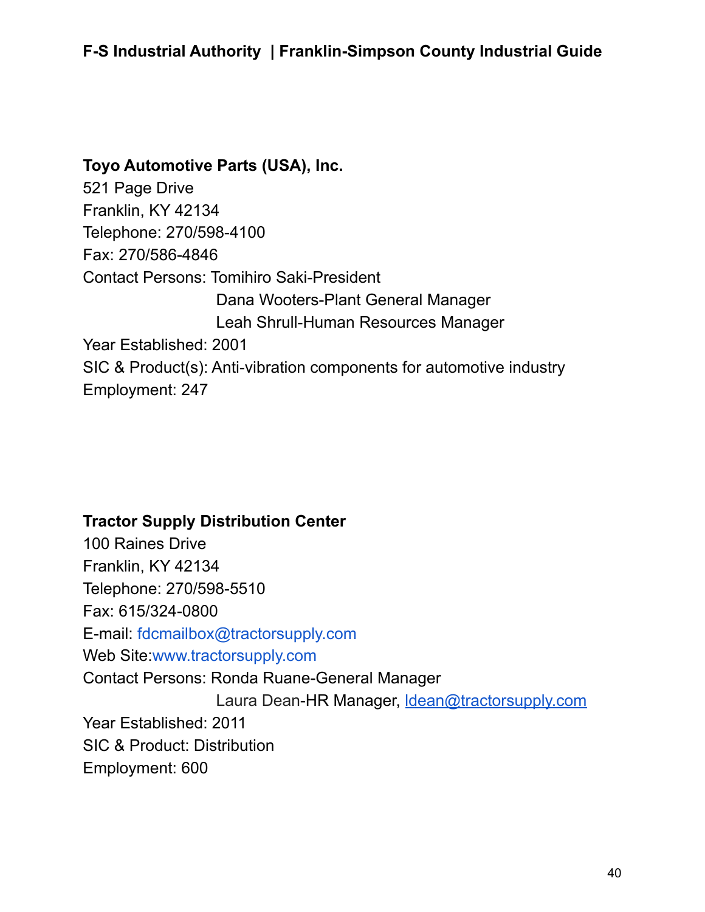**Toyo Automotive Parts (USA), Inc.**
521 Page Drive
Franklin, KY 42134
Telephone: 270/598-4100
Fax: 270/586-4846
Contact Persons: Tomihiro Saki-President
Dana Wooters-Plant General Manager
Leah Shrull-Human Resources Manager
Year Established: 2001
SIC & Product(s): Anti-vibration components for automotive industry
Employment: 247

**Tractor Supply Distribution Center**
100 Raines Drive
Franklin, KY 42134
Telephone: 270/598-5510
Fax: 615/324-0800
E-mail: fdcmailbox@tractorsupply.com
Web Site: www.tractorsupply.com
Contact Persons: Ronda Ruane-General Manager
Laura Dean-HR Manager, ldean@tractorsupply.com
Year Established: 2011
SIC & Product: Distribution
Employment: 600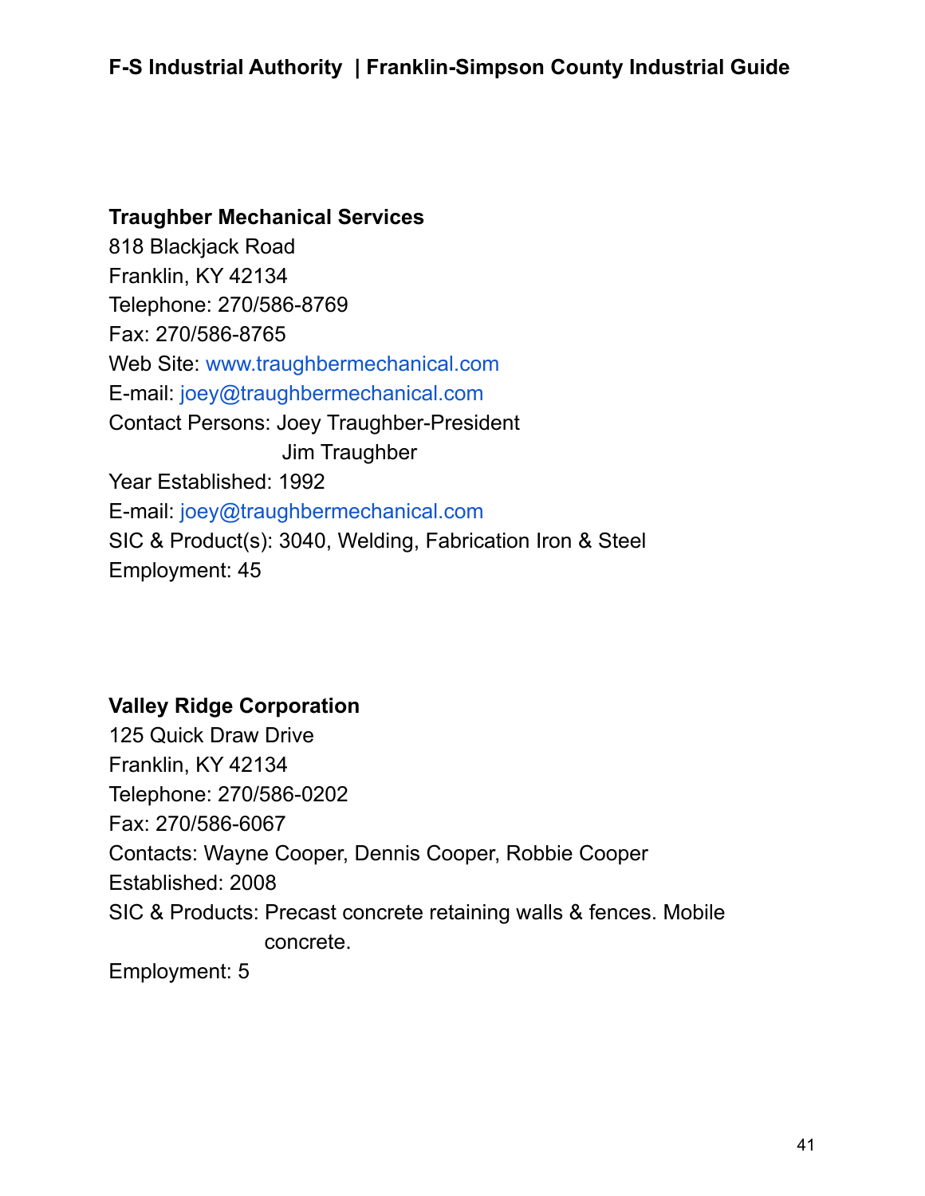**Traughber Mechanical Services**
818 Blackjack Road
Franklin, KY 42134
Telephone: 270/586-8769
Fax: 270/586-8765
Web Site: www.traughbermechanical.com
E-mail: joey@traughbermechanical.com
Contact Persons: Joey Traughber-President
Jim Traughber
Year Established: 1992
E-mail: joey@traughbermechanical.com
SIC & Product(s): 3040, Welding, Fabrication Iron & Steel
Employment: 45

**Valley Ridge Corporation**
125 Quick Draw Drive
Franklin, KY 42134
Telephone: 270/586-0202
Fax: 270/586-6067
Contacts: Wayne Cooper, Dennis Cooper, Robbie Cooper
Established: 2008
SIC & Products: Precast concrete retaining walls & fences. Mobile concrete.
Employment: 5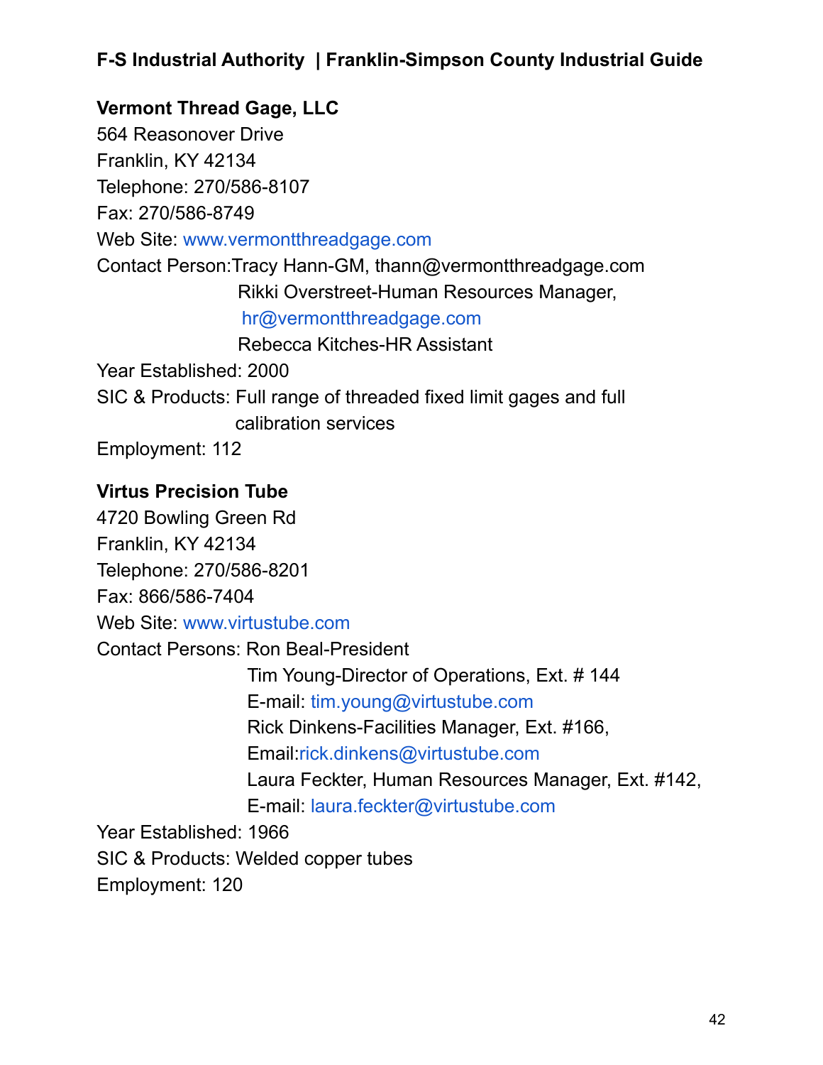**Vermont Thread Gage, LLC**
564 Reasonover Drive
Franklin, KY 42134
Telephone: 270/586-8107
Fax: 270/586-8749
Web Site: www.vermontthreadgage.com
Contact Person: Tracy Hann-GM, thann@vermontthreadgage.com
Rikki Overstreet-Human Resources Manager,
hr@vermontthreadgage.com
Rebecca Kitches-HR Assistant
Year Established: 2000
SIC & Products: Full range of threaded fixed limit gages and full calibration services
Employment: 112

**Virtus Precision Tube**
4720 Bowling Green Rd
Franklin, KY 42134
Telephone: 270/586-8201
Fax: 866/586-7404
Web Site: www.virtustube.com
Contact Persons: Ron Beal-President
Tim Young-Director of Operations, Ext. # 144
E-mail: tim.young@virtustube.com
Rick Dinkens-Facilities Manager, Ext. #166,
Email:rick.dinkens@virtustube.com
Laura Feckter, Human Resources Manager, Ext. #142,
E-mail: laura.feckter@virtustube.com
Year Established: 1966
SIC & Products: Welded copper tubes
Employment: 120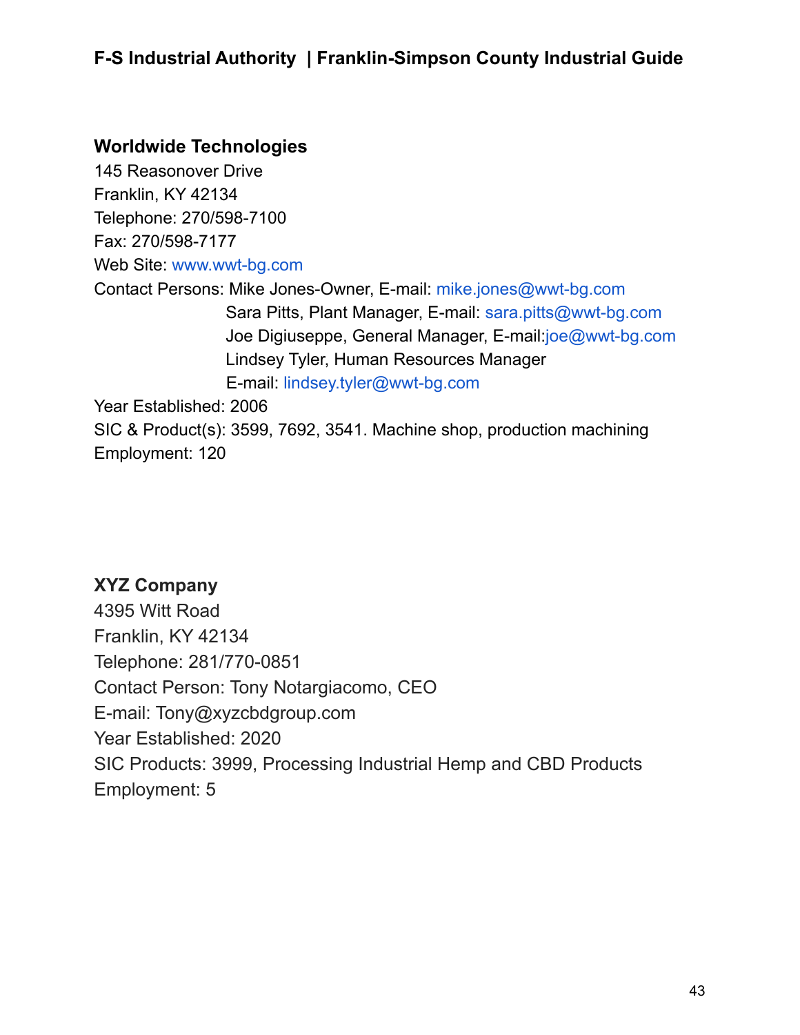### Worldwide Technologies

145 Reasonover Drive
Franklin, KY 42134
Telephone: 270/598-7100
Fax: 270/598-7177
Web Site: www.wwt-bg.com
Contact Persons: Mike Jones-Owner, E-mail: mike.jones@wwt-bg.com
Sara Pitts, Plant Manager, E-mail: sara.pitts@wwt-bg.com
Joe Digiuseppe, General Manager, E-mail:joe@wwt-bg.com
Lindsey Tyler, Human Resources Manager
E-mail: lindsey.tyler@wwt-bg.com
Year Established: 2006
SIC & Product(s): 3599, 7692, 3541. Machine shop, production machining
Employment: 120

### XYZ Company

4395 Witt Road
Franklin, KY 42134
Telephone: 281/770-0851
Contact Person: Tony Notargiacomo, CEO
E-mail: Tony@xyzcbdgroup.com
Year Established: 2020
SIC Products: 3999, Processing Industrial Hemp and CBD Products
Employment: 5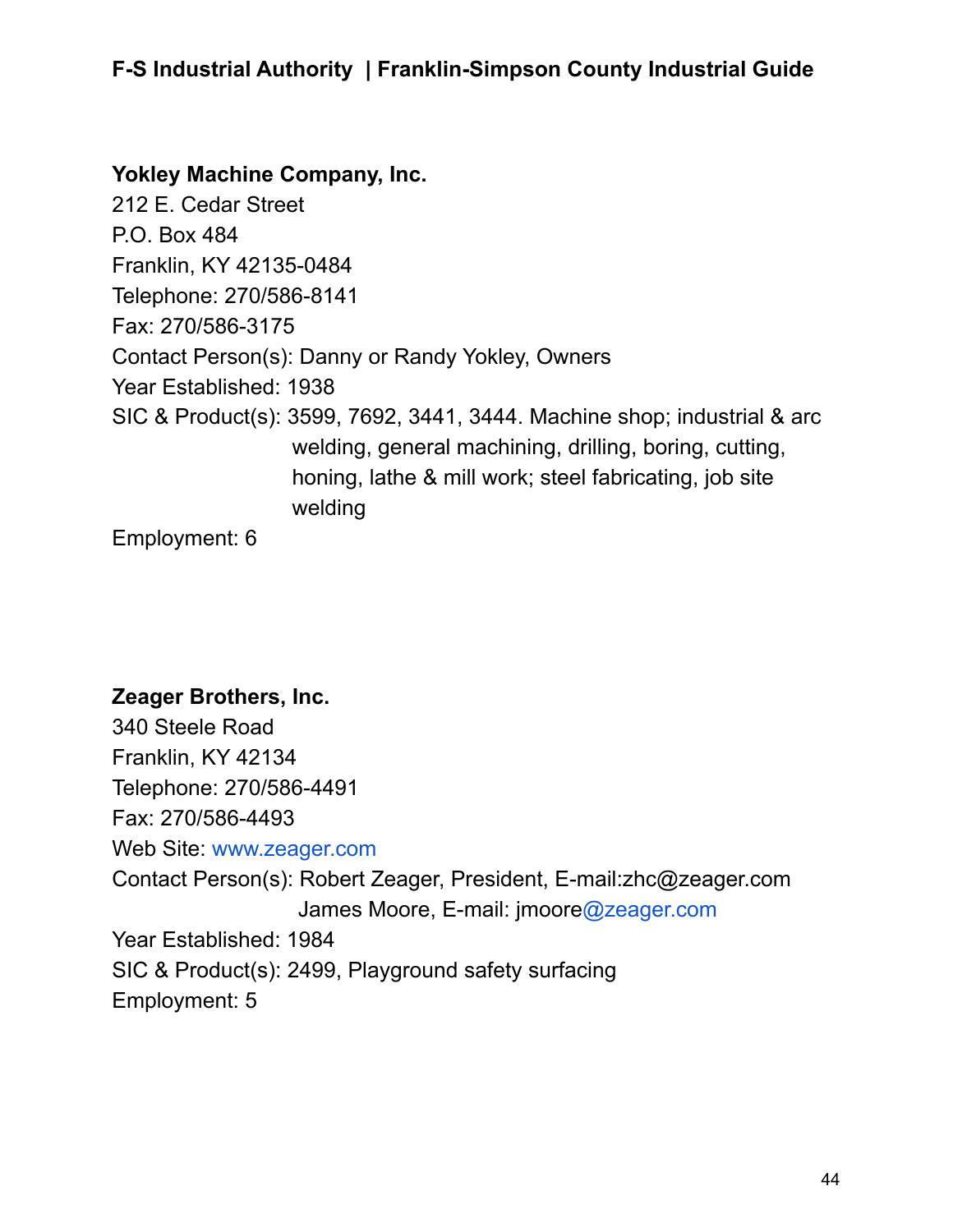**Yokley Machine Company, Inc.**
212 E. Cedar Street
P.O. Box 484
Franklin, KY 42135-0484
Telephone: 270/586-8141
Fax: 270/586-3175
Contact Person(s): Danny or Randy Yokley, Owners
Year Established: 1938
SIC & Product(s): 3599, 7692, 3441, 3444. Machine shop; industrial & arc welding, general machining, drilling, boring, cutting, honing, lathe & mill work; steel fabricating, job site welding
Employment: 6

**Zeager Brothers, Inc.**
340 Steele Road
Franklin, KY 42134
Telephone: 270/586-4491
Fax: 270/586-4493
Web Site: www.zeager.com
Contact Person(s): Robert Zeager, President, E-mail:zhc@zeager.com
James Moore, E-mail: jmoore@zeager.com
Year Established: 1984
SIC & Product(s): 2499, Playground safety surfacing
Employment: 5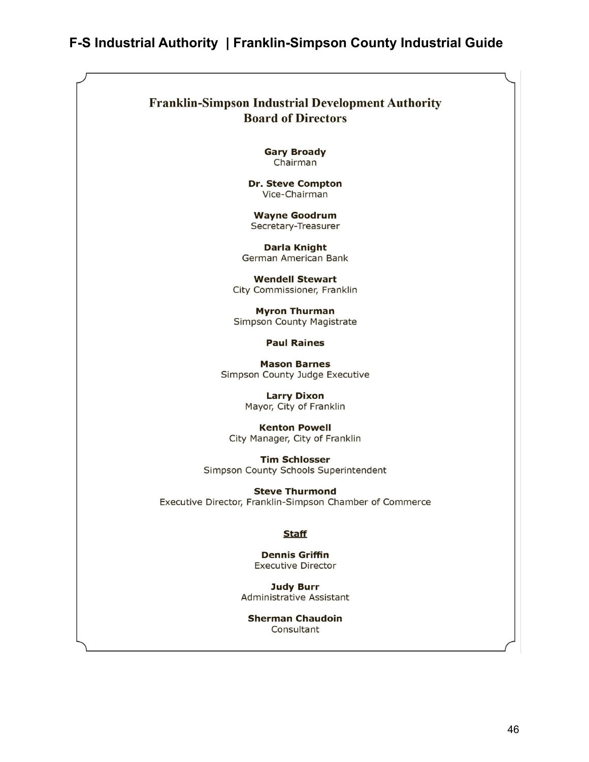# Franklin-Simpson Industrial Development Authority
## Board of Directors

**Gary Broady**
Chairman

**Dr. Steve Compton**
Vice-Chairman

**Wayne Goodrum**
Secretary-Treasurer

**Darla Knight**
German American Bank

**Wendell Stewart**
City Commissioner, Franklin

**Myron Thurman**
Simpson County Magistrate

**Paul Raines**

**Mason Barnes**
Simpson County Judge Executive

**Larry Dixon**
Mayor, City of Franklin

**Kenton Powell**
City Manager, City of Franklin

**Tim Schlosser**
Simpson County Schools Superintendent

**Steve Thurmond**
Executive Director, Franklin-Simpson Chamber of Commerce

### Staff

**Dennis Griffin**
Executive Director

**Judy Burr**
Administrative Assistant

**Sherman Chaudoin**
Consultant